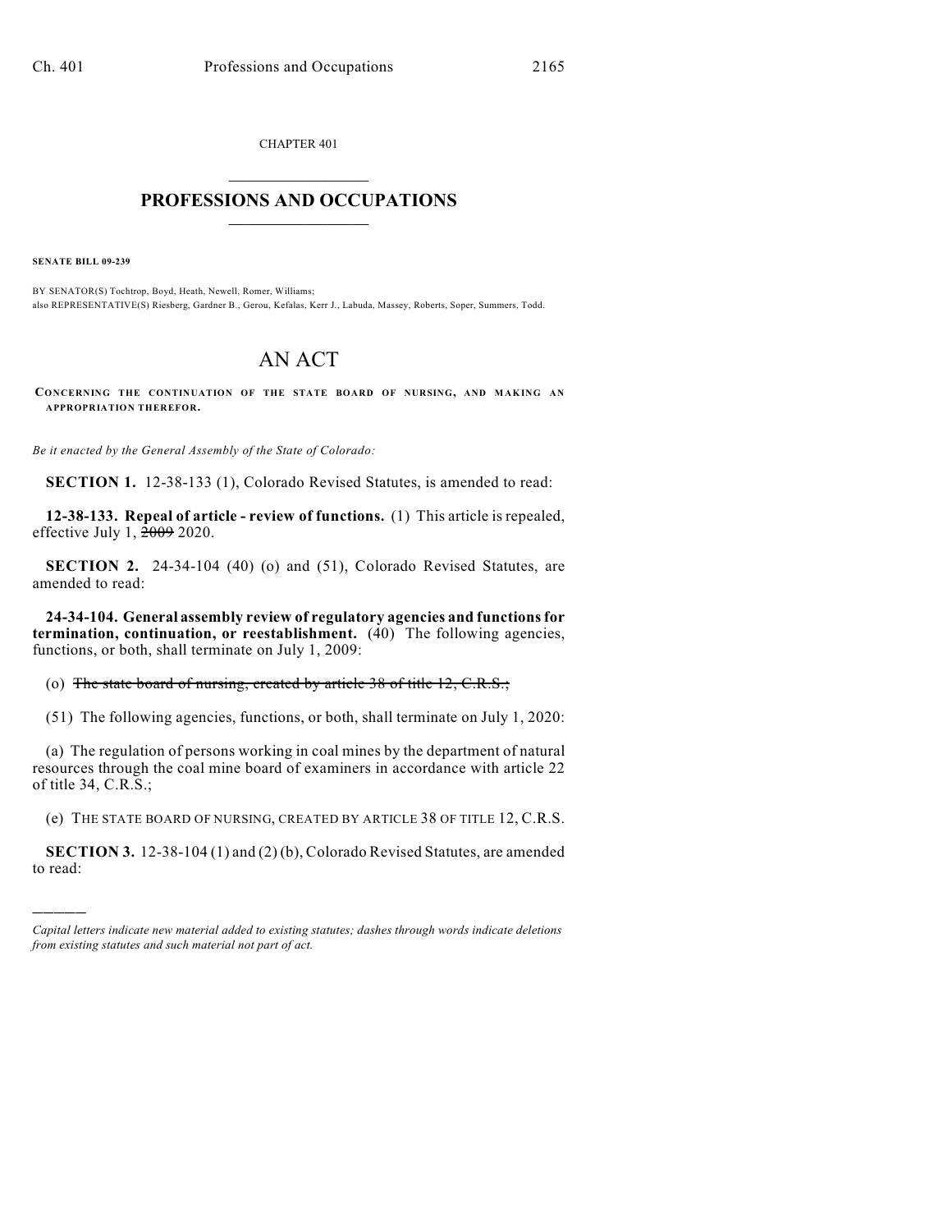CHAPTER 401

# PROFESSIONS AND OCCUPATIONS

**SENATE BILL 09-239**

BY SENATOR(S) Tochtrop, Boyd, Heath, Newell, Romer, Williams;
also REPRESENTATIVE(S) Riesberg, Gardner B., Gerou, Kefalas, Kerr J., Labuda, Massey, Roberts, Soper, Summers, Todd.

# AN ACT

**CONCERNING THE CONTINUATION OF THE STATE BOARD OF NURSING, AND MAKING AN APPROPRIATION THEREFOR.**

*Be it enacted by the General Assembly of the State of Colorado:*

**SECTION 1.** 12-38-133 (1), Colorado Revised Statutes, is amended to read:

**12-38-133. Repeal of article - review of functions.** (1) This article is repealed, effective July 1, ~~2009~~ 2020.

**SECTION 2.** 24-34-104 (40) (o) and (51), Colorado Revised Statutes, are amended to read:

**24-34-104. General assembly review of regulatory agencies and functions for termination, continuation, or reestablishment.** (40) The following agencies, functions, or both, shall terminate on July 1, 2009:

(o) ~~The state board of nursing, created by article 38 of title 12, C.R.S.;~~

(51) The following agencies, functions, or both, shall terminate on July 1, 2020:

(a) The regulation of persons working in coal mines by the department of natural resources through the coal mine board of examiners in accordance with article 22 of title 34, C.R.S.;

(e) THE STATE BOARD OF NURSING, CREATED BY ARTICLE 38 OF TITLE 12, C.R.S.

**SECTION 3.** 12-38-104 (1) and (2) (b), Colorado Revised Statutes, are amended to read:

---

*Capital letters indicate new material added to existing statutes; dashes through words indicate deletions from existing statutes and such material not part of act.*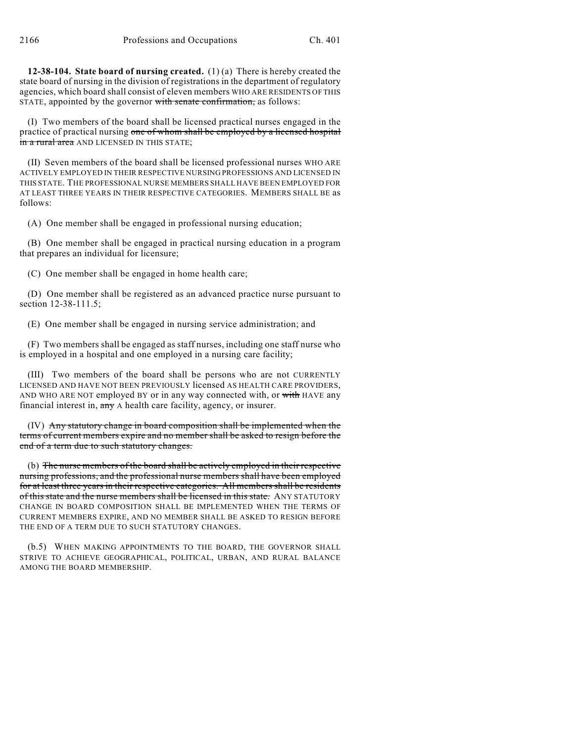**12-38-104. State board of nursing created.** (1) (a) There is hereby created the state board of nursing in the division of registrations in the department of regulatory agencies, which board shall consist of eleven members WHO ARE RESIDENTS OF THIS STATE, appointed by the governor ~~with senate confirmation,~~ as follows:

(I) Two members of the board shall be licensed practical nurses engaged in the practice of practical nursing ~~one of whom shall be employed by a licensed hospital in a rural area~~ AND LICENSED IN THIS STATE;

(II) Seven members of the board shall be licensed professional nurses WHO ARE ACTIVELY EMPLOYED IN THEIR RESPECTIVE NURSING PROFESSIONS AND LICENSED IN THIS STATE. THE PROFESSIONAL NURSE MEMBERS SHALL HAVE BEEN EMPLOYED FOR AT LEAST THREE YEARS IN THEIR RESPECTIVE CATEGORIES. MEMBERS SHALL BE as follows:

(A) One member shall be engaged in professional nursing education;

(B) One member shall be engaged in practical nursing education in a program that prepares an individual for licensure;

(C) One member shall be engaged in home health care;

(D) One member shall be registered as an advanced practice nurse pursuant to section 12-38-111.5;

(E) One member shall be engaged in nursing service administration; and

(F) Two members shall be engaged as staff nurses, including one staff nurse who is employed in a hospital and one employed in a nursing care facility;

(III) Two members of the board shall be persons who are not CURRENTLY LICENSED AND HAVE NOT BEEN PREVIOUSLY licensed AS HEALTH CARE PROVIDERS, AND WHO ARE NOT employed BY or in any way connected with, or ~~with~~ HAVE any financial interest in, ~~any~~ A health care facility, agency, or insurer.

(IV) ~~Any statutory change in board composition shall be implemented when the terms of current members expire and no member shall be asked to resign before the end of a term due to such statutory changes.~~

(b) ~~The nurse members of the board shall be actively employed in their respective nursing professions, and the professional nurse members shall have been employed for at least three years in their respective categories. All members shall be residents of this state and the nurse members shall be licensed in this state.~~ ANY STATUTORY CHANGE IN BOARD COMPOSITION SHALL BE IMPLEMENTED WHEN THE TERMS OF CURRENT MEMBERS EXPIRE, AND NO MEMBER SHALL BE ASKED TO RESIGN BEFORE THE END OF A TERM DUE TO SUCH STATUTORY CHANGES.

(b.5) WHEN MAKING APPOINTMENTS TO THE BOARD, THE GOVERNOR SHALL STRIVE TO ACHIEVE GEOGRAPHICAL, POLITICAL, URBAN, AND RURAL BALANCE AMONG THE BOARD MEMBERSHIP.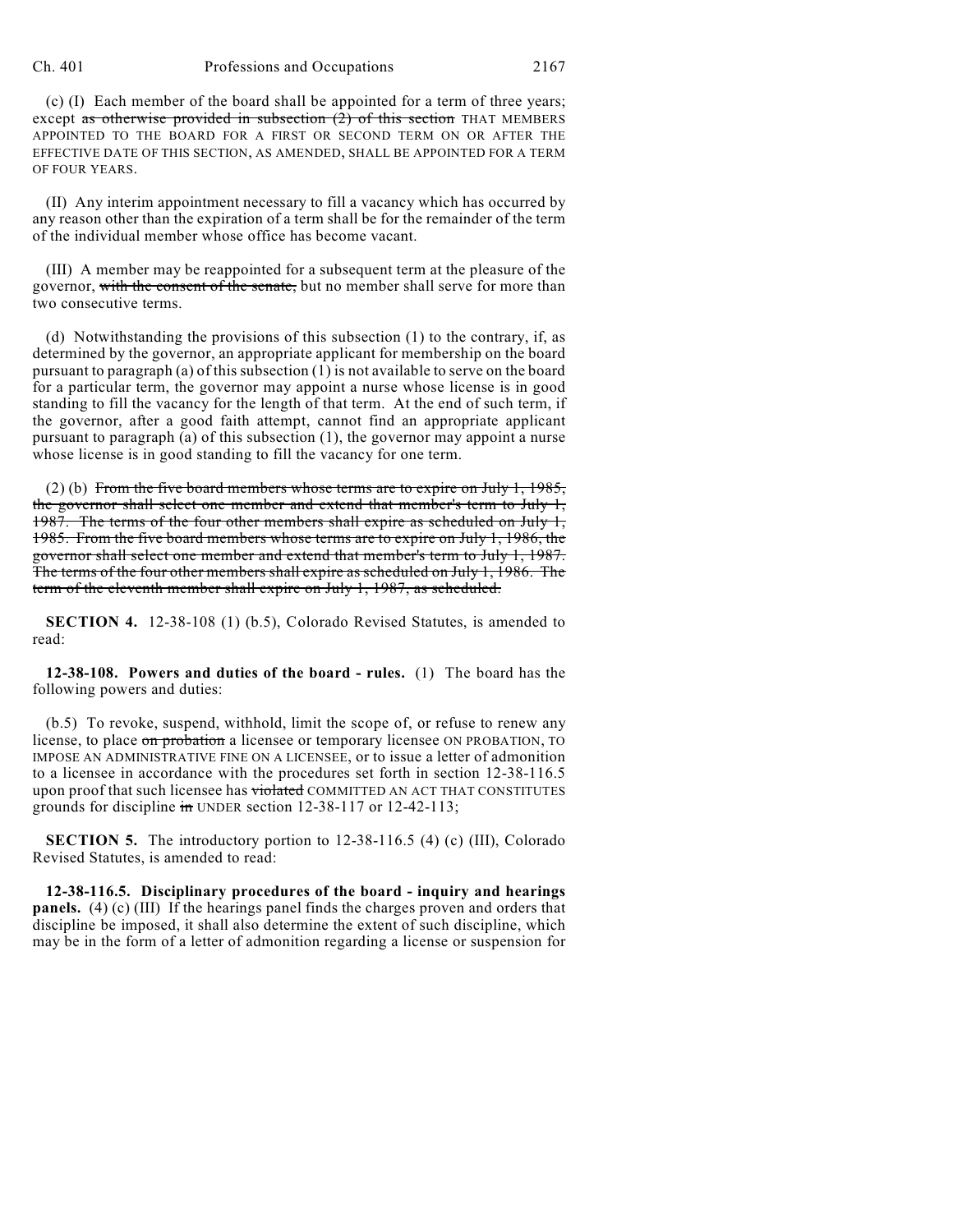(c) (I) Each member of the board shall be appointed for a term of three years; except ~~as otherwise provided in subsection (2) of this section~~ THAT MEMBERS APPOINTED TO THE BOARD FOR A FIRST OR SECOND TERM ON OR AFTER THE EFFECTIVE DATE OF THIS SECTION, AS AMENDED, SHALL BE APPOINTED FOR A TERM OF FOUR YEARS.

(II) Any interim appointment necessary to fill a vacancy which has occurred by any reason other than the expiration of a term shall be for the remainder of the term of the individual member whose office has become vacant.

(III) A member may be reappointed for a subsequent term at the pleasure of the governor, ~~with the consent of the senate,~~ but no member shall serve for more than two consecutive terms.

(d) Notwithstanding the provisions of this subsection (1) to the contrary, if, as determined by the governor, an appropriate applicant for membership on the board pursuant to paragraph (a) of this subsection (1) is not available to serve on the board for a particular term, the governor may appoint a nurse whose license is in good standing to fill the vacancy for the length of that term. At the end of such term, if the governor, after a good faith attempt, cannot find an appropriate applicant pursuant to paragraph (a) of this subsection (1), the governor may appoint a nurse whose license is in good standing to fill the vacancy for one term.

(2) (b) ~~From the five board members whose terms are to expire on July 1, 1985, the governor shall select one member and extend that member's term to July 1, 1987. The terms of the four other members shall expire as scheduled on July 1, 1985. From the five board members whose terms are to expire on July 1, 1986, the governor shall select one member and extend that member's term to July 1, 1987. The terms of the four other members shall expire as scheduled on July 1, 1986. The term of the eleventh member shall expire on July 1, 1987, as scheduled.~~

**SECTION 4.** 12-38-108 (1) (b.5), Colorado Revised Statutes, is amended to read:

**12-38-108. Powers and duties of the board - rules.** (1) The board has the following powers and duties:

(b.5) To revoke, suspend, withhold, limit the scope of, or refuse to renew any license, to place ~~on probation~~ a licensee or temporary licensee ON PROBATION, TO IMPOSE AN ADMINISTRATIVE FINE ON A LICENSEE, or to issue a letter of admonition to a licensee in accordance with the procedures set forth in section 12-38-116.5 upon proof that such licensee has ~~violated~~ COMMITTED AN ACT THAT CONSTITUTES grounds for discipline ~~in~~ UNDER section 12-38-117 or 12-42-113;

**SECTION 5.** The introductory portion to 12-38-116.5 (4) (c) (III), Colorado Revised Statutes, is amended to read:

**12-38-116.5. Disciplinary procedures of the board - inquiry and hearings panels.** (4) (c) (III) If the hearings panel finds the charges proven and orders that discipline be imposed, it shall also determine the extent of such discipline, which may be in the form of a letter of admonition regarding a license or suspension for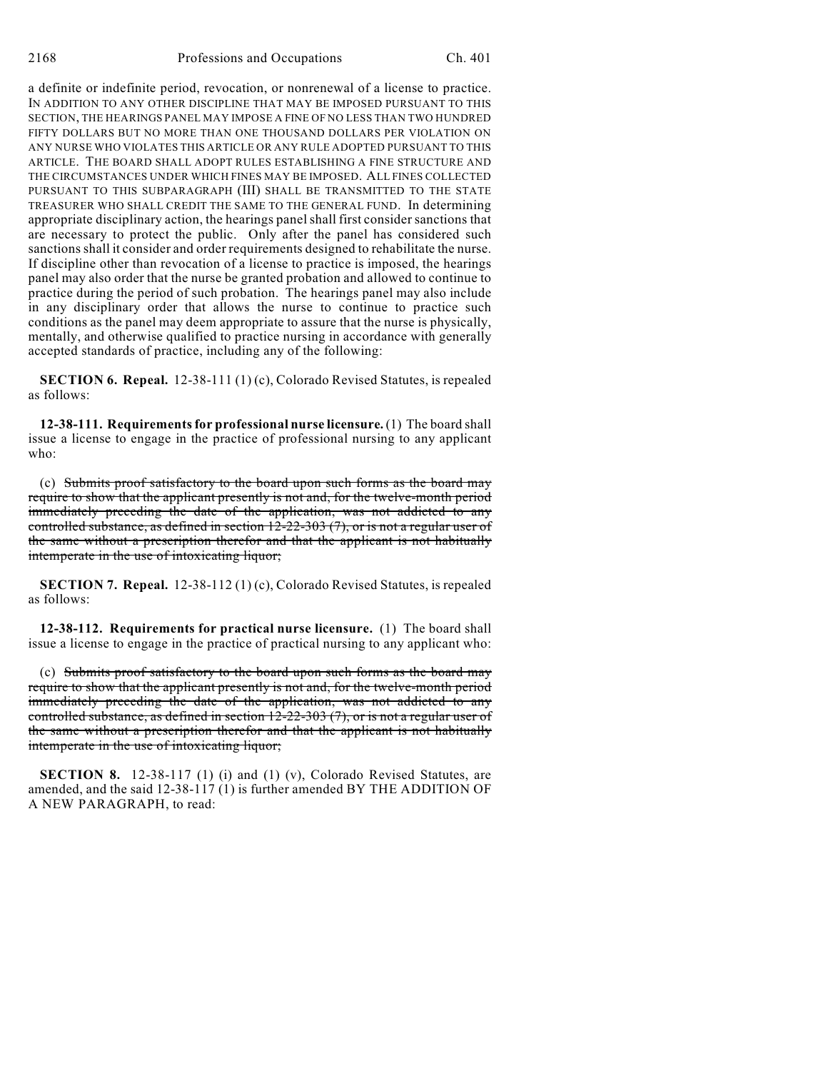a definite or indefinite period, revocation, or nonrenewal of a license to practice. IN ADDITION TO ANY OTHER DISCIPLINE THAT MAY BE IMPOSED PURSUANT TO THIS SECTION, THE HEARINGS PANEL MAY IMPOSE A FINE OF NO LESS THAN TWO HUNDRED FIFTY DOLLARS BUT NO MORE THAN ONE THOUSAND DOLLARS PER VIOLATION ON ANY NURSE WHO VIOLATES THIS ARTICLE OR ANY RULE ADOPTED PURSUANT TO THIS ARTICLE. THE BOARD SHALL ADOPT RULES ESTABLISHING A FINE STRUCTURE AND THE CIRCUMSTANCES UNDER WHICH FINES MAY BE IMPOSED. ALL FINES COLLECTED PURSUANT TO THIS SUBPARAGRAPH (III) SHALL BE TRANSMITTED TO THE STATE TREASURER WHO SHALL CREDIT THE SAME TO THE GENERAL FUND. In determining appropriate disciplinary action, the hearings panel shall first consider sanctions that are necessary to protect the public. Only after the panel has considered such sanctions shall it consider and order requirements designed to rehabilitate the nurse. If discipline other than revocation of a license to practice is imposed, the hearings panel may also order that the nurse be granted probation and allowed to continue to practice during the period of such probation. The hearings panel may also include in any disciplinary order that allows the nurse to continue to practice such conditions as the panel may deem appropriate to assure that the nurse is physically, mentally, and otherwise qualified to practice nursing in accordance with generally accepted standards of practice, including any of the following:

**SECTION 6. Repeal.** 12-38-111 (1) (c), Colorado Revised Statutes, is repealed as follows:

**12-38-111. Requirements for professional nurse licensure.** (1) The board shall issue a license to engage in the practice of professional nursing to any applicant who:

(c) ~~Submits proof satisfactory to the board upon such forms as the board may require to show that the applicant presently is not and, for the twelve-month period immediately preceding the date of the application, was not addicted to any controlled substance, as defined in section 12-22-303 (7), or is not a regular user of the same without a prescription therefor and that the applicant is not habitually intemperate in the use of intoxicating liquor;~~

**SECTION 7. Repeal.** 12-38-112 (1) (c), Colorado Revised Statutes, is repealed as follows:

**12-38-112. Requirements for practical nurse licensure.** (1) The board shall issue a license to engage in the practice of practical nursing to any applicant who:

(c) ~~Submits proof satisfactory to the board upon such forms as the board may require to show that the applicant presently is not and, for the twelve-month period immediately preceding the date of the application, was not addicted to any controlled substance, as defined in section 12-22-303 (7), or is not a regular user of the same without a prescription therefor and that the applicant is not habitually intemperate in the use of intoxicating liquor;~~

**SECTION 8.** 12-38-117 (1) (i) and (1) (v), Colorado Revised Statutes, are amended, and the said 12-38-117 (1) is further amended BY THE ADDITION OF A NEW PARAGRAPH, to read: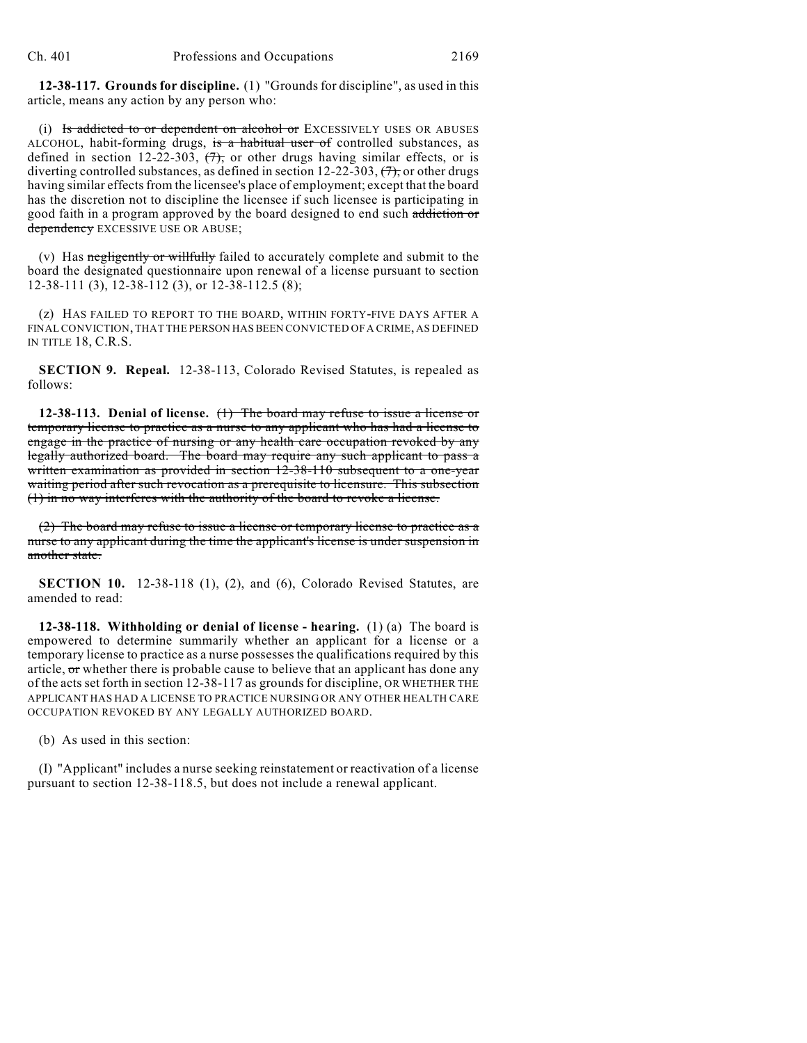**12-38-117. Grounds for discipline.** (1) "Grounds for discipline", as used in this article, means any action by any person who:

(i) ~~Is addicted to or dependent on alcohol or~~ EXCESSIVELY USES OR ABUSES ALCOHOL, habit-forming drugs, ~~is a habitual user of~~ controlled substances, as defined in section 12-22-303, ~~(7),~~ or other drugs having similar effects, or is diverting controlled substances, as defined in section 12-22-303, ~~(7),~~ or other drugs having similar effects from the licensee's place of employment; except that the board has the discretion not to discipline the licensee if such licensee is participating in good faith in a program approved by the board designed to end such ~~addiction or dependency~~ EXCESSIVE USE OR ABUSE;

(v) Has ~~negligently or willfully~~ failed to accurately complete and submit to the board the designated questionnaire upon renewal of a license pursuant to section 12-38-111 (3), 12-38-112 (3), or 12-38-112.5 (8);

(z) HAS FAILED TO REPORT TO THE BOARD, WITHIN FORTY-FIVE DAYS AFTER A FINAL CONVICTION, THAT THE PERSON HAS BEEN CONVICTED OF A CRIME, AS DEFINED IN TITLE 18, C.R.S.

**SECTION 9. Repeal.** 12-38-113, Colorado Revised Statutes, is repealed as follows:

**12-38-113. Denial of license.** ~~(1) The board may refuse to issue a license or temporary license to practice as a nurse to any applicant who has had a license to engage in the practice of nursing or any health care occupation revoked by any legally authorized board. The board may require any such applicant to pass a written examination as provided in section 12-38-110 subsequent to a one-year waiting period after such revocation as a prerequisite to licensure. This subsection (1) in no way interferes with the authority of the board to revoke a license.~~

~~(2) The board may refuse to issue a license or temporary license to practice as a nurse to any applicant during the time the applicant's license is under suspension in another state.~~

**SECTION 10.** 12-38-118 (1), (2), and (6), Colorado Revised Statutes, are amended to read:

**12-38-118. Withholding or denial of license - hearing.** (1) (a) The board is empowered to determine summarily whether an applicant for a license or a temporary license to practice as a nurse possesses the qualifications required by this article, ~~or~~ whether there is probable cause to believe that an applicant has done any of the acts set forth in section 12-38-117 as grounds for discipline, OR WHETHER THE APPLICANT HAS HAD A LICENSE TO PRACTICE NURSING OR ANY OTHER HEALTH CARE OCCUPATION REVOKED BY ANY LEGALLY AUTHORIZED BOARD.

(b) As used in this section:

(I) "Applicant" includes a nurse seeking reinstatement or reactivation of a license pursuant to section 12-38-118.5, but does not include a renewal applicant.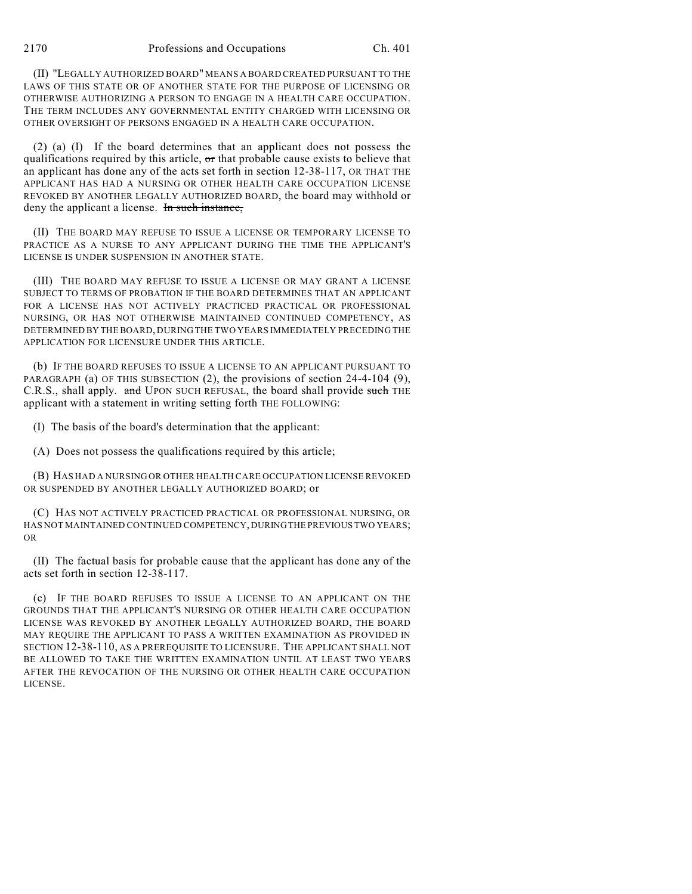(II) "LEGALLY AUTHORIZED BOARD" MEANS A BOARD CREATED PURSUANT TO THE LAWS OF THIS STATE OR OF ANOTHER STATE FOR THE PURPOSE OF LICENSING OR OTHERWISE AUTHORIZING A PERSON TO ENGAGE IN A HEALTH CARE OCCUPATION. THE TERM INCLUDES ANY GOVERNMENTAL ENTITY CHARGED WITH LICENSING OR OTHER OVERSIGHT OF PERSONS ENGAGED IN A HEALTH CARE OCCUPATION.

(2) (a) (I) If the board determines that an applicant does not possess the qualifications required by this article, ~~or~~ that probable cause exists to believe that an applicant has done any of the acts set forth in section 12-38-117, OR THAT THE APPLICANT HAS HAD A NURSING OR OTHER HEALTH CARE OCCUPATION LICENSE REVOKED BY ANOTHER LEGALLY AUTHORIZED BOARD, the board may withhold or deny the applicant a license. ~~In such instance,~~

(II) THE BOARD MAY REFUSE TO ISSUE A LICENSE OR TEMPORARY LICENSE TO PRACTICE AS A NURSE TO ANY APPLICANT DURING THE TIME THE APPLICANT'S LICENSE IS UNDER SUSPENSION IN ANOTHER STATE.

(III) THE BOARD MAY REFUSE TO ISSUE A LICENSE OR MAY GRANT A LICENSE SUBJECT TO TERMS OF PROBATION IF THE BOARD DETERMINES THAT AN APPLICANT FOR A LICENSE HAS NOT ACTIVELY PRACTICED PRACTICAL OR PROFESSIONAL NURSING, OR HAS NOT OTHERWISE MAINTAINED CONTINUED COMPETENCY, AS DETERMINED BY THE BOARD, DURING THE TWO YEARS IMMEDIATELY PRECEDING THE APPLICATION FOR LICENSURE UNDER THIS ARTICLE.

(b) IF THE BOARD REFUSES TO ISSUE A LICENSE TO AN APPLICANT PURSUANT TO PARAGRAPH (a) OF THIS SUBSECTION (2), the provisions of section 24-4-104 (9), C.R.S., shall apply. ~~and~~ UPON SUCH REFUSAL, the board shall provide ~~such~~ THE applicant with a statement in writing setting forth THE FOLLOWING:

(I) The basis of the board's determination that the applicant:

(A) Does not possess the qualifications required by this article;

(B) HAS HAD A NURSING OR OTHER HEALTH CARE OCCUPATION LICENSE REVOKED OR SUSPENDED BY ANOTHER LEGALLY AUTHORIZED BOARD; or

(C) HAS NOT ACTIVELY PRACTICED PRACTICAL OR PROFESSIONAL NURSING, OR HAS NOT MAINTAINED CONTINUED COMPETENCY, DURING THE PREVIOUS TWO YEARS; OR

(II) The factual basis for probable cause that the applicant has done any of the acts set forth in section 12-38-117.

(c) IF THE BOARD REFUSES TO ISSUE A LICENSE TO AN APPLICANT ON THE GROUNDS THAT THE APPLICANT'S NURSING OR OTHER HEALTH CARE OCCUPATION LICENSE WAS REVOKED BY ANOTHER LEGALLY AUTHORIZED BOARD, THE BOARD MAY REQUIRE THE APPLICANT TO PASS A WRITTEN EXAMINATION AS PROVIDED IN SECTION 12-38-110, AS A PREREQUISITE TO LICENSURE. THE APPLICANT SHALL NOT BE ALLOWED TO TAKE THE WRITTEN EXAMINATION UNTIL AT LEAST TWO YEARS AFTER THE REVOCATION OF THE NURSING OR OTHER HEALTH CARE OCCUPATION LICENSE.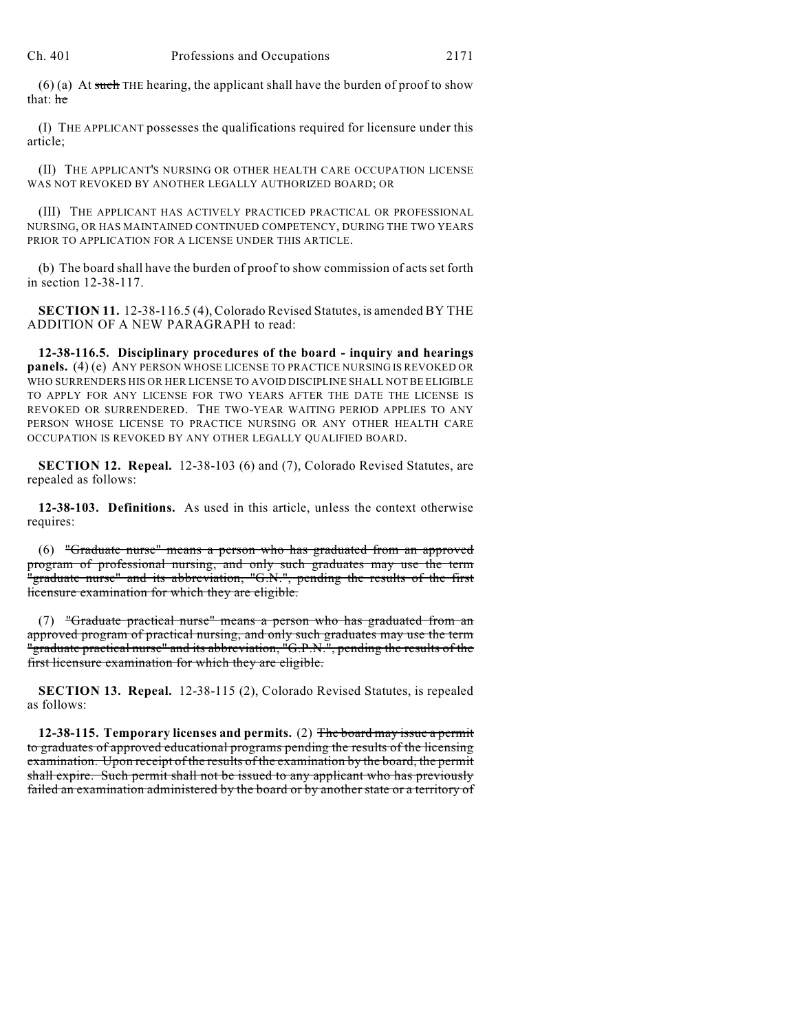(6) (a) At ~~such~~ THE hearing, the applicant shall have the burden of proof to show that: ~~he~~

(I) THE APPLICANT possesses the qualifications required for licensure under this article;

(II) THE APPLICANT'S NURSING OR OTHER HEALTH CARE OCCUPATION LICENSE WAS NOT REVOKED BY ANOTHER LEGALLY AUTHORIZED BOARD; OR

(III) THE APPLICANT HAS ACTIVELY PRACTICED PRACTICAL OR PROFESSIONAL NURSING, OR HAS MAINTAINED CONTINUED COMPETENCY, DURING THE TWO YEARS PRIOR TO APPLICATION FOR A LICENSE UNDER THIS ARTICLE.

(b) The board shall have the burden of proof to show commission of acts set forth in section 12-38-117.

**SECTION 11.** 12-38-116.5 (4), Colorado Revised Statutes, is amended BY THE ADDITION OF A NEW PARAGRAPH to read:

**12-38-116.5. Disciplinary procedures of the board - inquiry and hearings panels.** (4) (e) ANY PERSON WHOSE LICENSE TO PRACTICE NURSING IS REVOKED OR WHO SURRENDERS HIS OR HER LICENSE TO AVOID DISCIPLINE SHALL NOT BE ELIGIBLE TO APPLY FOR ANY LICENSE FOR TWO YEARS AFTER THE DATE THE LICENSE IS REVOKED OR SURRENDERED. THE TWO-YEAR WAITING PERIOD APPLIES TO ANY PERSON WHOSE LICENSE TO PRACTICE NURSING OR ANY OTHER HEALTH CARE OCCUPATION IS REVOKED BY ANY OTHER LEGALLY QUALIFIED BOARD.

**SECTION 12. Repeal.** 12-38-103 (6) and (7), Colorado Revised Statutes, are repealed as follows:

**12-38-103. Definitions.** As used in this article, unless the context otherwise requires:

(6) ~~"Graduate nurse" means a person who has graduated from an approved program of professional nursing, and only such graduates may use the term "graduate nurse" and its abbreviation, "G.N.", pending the results of the first licensure examination for which they are eligible.~~

(7) ~~"Graduate practical nurse" means a person who has graduated from an approved program of practical nursing, and only such graduates may use the term "graduate practical nurse" and its abbreviation, "G.P.N.", pending the results of the first licensure examination for which they are eligible.~~

**SECTION 13. Repeal.** 12-38-115 (2), Colorado Revised Statutes, is repealed as follows:

**12-38-115. Temporary licenses and permits.** (2) ~~The board may issue a permit to graduates of approved educational programs pending the results of the licensing examination. Upon receipt of the results of the examination by the board, the permit shall expire. Such permit shall not be issued to any applicant who has previously failed an examination administered by the board or by another state or a territory of~~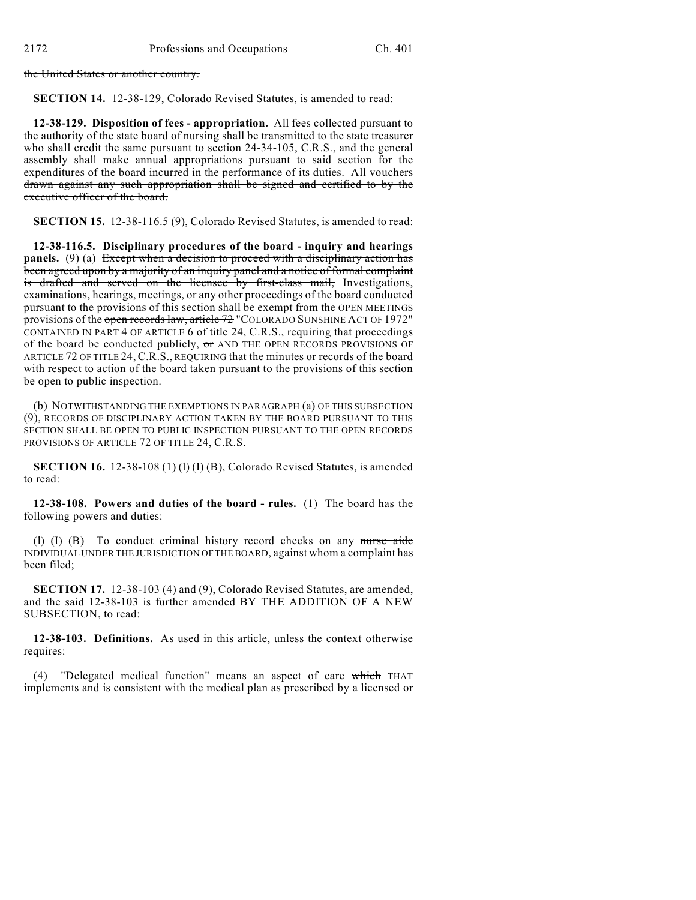~~the United States or another country.~~

**SECTION 14.** 12-38-129, Colorado Revised Statutes, is amended to read:

**12-38-129. Disposition of fees - appropriation.** All fees collected pursuant to the authority of the state board of nursing shall be transmitted to the state treasurer who shall credit the same pursuant to section 24-34-105, C.R.S., and the general assembly shall make annual appropriations pursuant to said section for the expenditures of the board incurred in the performance of its duties. ~~All vouchers drawn against any such appropriation shall be signed and certified to by the executive officer of the board.~~

**SECTION 15.** 12-38-116.5 (9), Colorado Revised Statutes, is amended to read:

**12-38-116.5. Disciplinary procedures of the board - inquiry and hearings panels.** (9) (a) ~~Except when a decision to proceed with a disciplinary action has been agreed upon by a majority of an inquiry panel and a notice of formal complaint is drafted and served on the licensee by first-class mail,~~ Investigations, examinations, hearings, meetings, or any other proceedings of the board conducted pursuant to the provisions of this section shall be exempt from the OPEN MEETINGS provisions of the ~~open records law, article 72~~ "COLORADO SUNSHINE ACT OF 1972" CONTAINED IN PART 4 OF ARTICLE 6 of title 24, C.R.S., requiring that proceedings of the board be conducted publicly, ~~or~~ AND THE OPEN RECORDS PROVISIONS OF ARTICLE 72 OF TITLE 24, C.R.S., REQUIRING that the minutes or records of the board with respect to action of the board taken pursuant to the provisions of this section be open to public inspection.

(b) NOTWITHSTANDING THE EXEMPTIONS IN PARAGRAPH (a) OF THIS SUBSECTION (9), RECORDS OF DISCIPLINARY ACTION TAKEN BY THE BOARD PURSUANT TO THIS SECTION SHALL BE OPEN TO PUBLIC INSPECTION PURSUANT TO THE OPEN RECORDS PROVISIONS OF ARTICLE 72 OF TITLE 24, C.R.S.

**SECTION 16.** 12-38-108 (1) (l) (I) (B), Colorado Revised Statutes, is amended to read:

**12-38-108. Powers and duties of the board - rules.** (1) The board has the following powers and duties:

(l) (I) (B) To conduct criminal history record checks on any ~~nurse aide~~ INDIVIDUAL UNDER THE JURISDICTION OF THE BOARD, against whom a complaint has been filed;

**SECTION 17.** 12-38-103 (4) and (9), Colorado Revised Statutes, are amended, and the said 12-38-103 is further amended BY THE ADDITION OF A NEW SUBSECTION, to read:

**12-38-103. Definitions.** As used in this article, unless the context otherwise requires:

(4) "Delegated medical function" means an aspect of care ~~which~~ THAT implements and is consistent with the medical plan as prescribed by a licensed or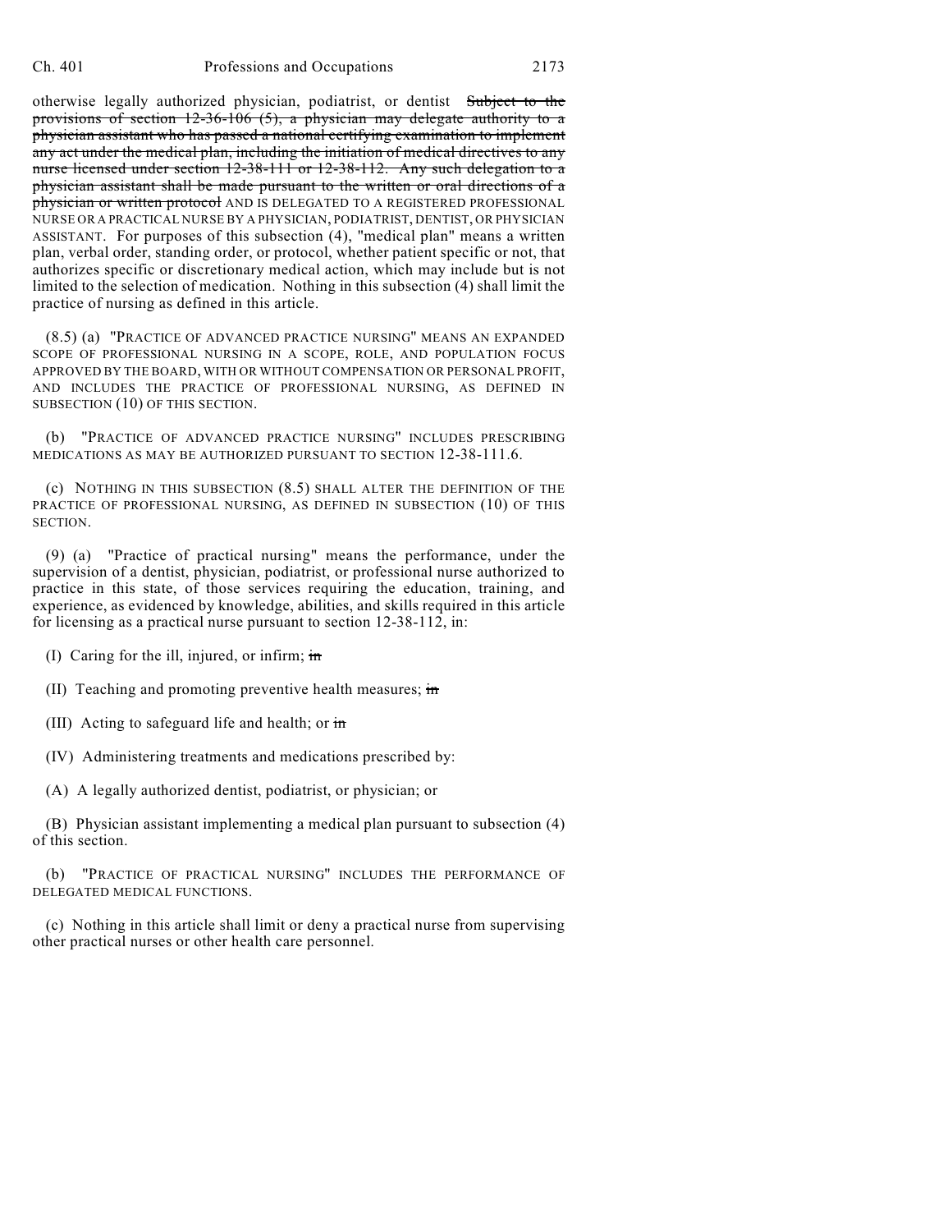otherwise legally authorized physician, podiatrist, or dentist ~~Subject to the provisions of section 12-36-106 (5), a physician may delegate authority to a physician assistant who has passed a national certifying examination to implement any act under the medical plan, including the initiation of medical directives to any nurse licensed under section 12-38-111 or 12-38-112. Any such delegation to a physician assistant shall be made pursuant to the written or oral directions of a physician or written protocol~~ AND IS DELEGATED TO A REGISTERED PROFESSIONAL NURSE OR A PRACTICAL NURSE BY A PHYSICIAN, PODIATRIST, DENTIST, OR PHYSICIAN ASSISTANT. For purposes of this subsection (4), "medical plan" means a written plan, verbal order, standing order, or protocol, whether patient specific or not, that authorizes specific or discretionary medical action, which may include but is not limited to the selection of medication. Nothing in this subsection (4) shall limit the practice of nursing as defined in this article.

(8.5) (a) "PRACTICE OF ADVANCED PRACTICE NURSING" MEANS AN EXPANDED SCOPE OF PROFESSIONAL NURSING IN A SCOPE, ROLE, AND POPULATION FOCUS APPROVED BY THE BOARD, WITH OR WITHOUT COMPENSATION OR PERSONAL PROFIT, AND INCLUDES THE PRACTICE OF PROFESSIONAL NURSING, AS DEFINED IN SUBSECTION (10) OF THIS SECTION.

(b) "PRACTICE OF ADVANCED PRACTICE NURSING" INCLUDES PRESCRIBING MEDICATIONS AS MAY BE AUTHORIZED PURSUANT TO SECTION 12-38-111.6.

(c) NOTHING IN THIS SUBSECTION (8.5) SHALL ALTER THE DEFINITION OF THE PRACTICE OF PROFESSIONAL NURSING, AS DEFINED IN SUBSECTION (10) OF THIS SECTION.

(9) (a) "Practice of practical nursing" means the performance, under the supervision of a dentist, physician, podiatrist, or professional nurse authorized to practice in this state, of those services requiring the education, training, and experience, as evidenced by knowledge, abilities, and skills required in this article for licensing as a practical nurse pursuant to section 12-38-112, in:

(I) Caring for the ill, injured, or infirm; ~~in~~

(II) Teaching and promoting preventive health measures; ~~in~~

(III) Acting to safeguard life and health; or ~~in~~

(IV) Administering treatments and medications prescribed by:

(A) A legally authorized dentist, podiatrist, or physician; or

(B) Physician assistant implementing a medical plan pursuant to subsection (4) of this section.

(b) "PRACTICE OF PRACTICAL NURSING" INCLUDES THE PERFORMANCE OF DELEGATED MEDICAL FUNCTIONS.

(c) Nothing in this article shall limit or deny a practical nurse from supervising other practical nurses or other health care personnel.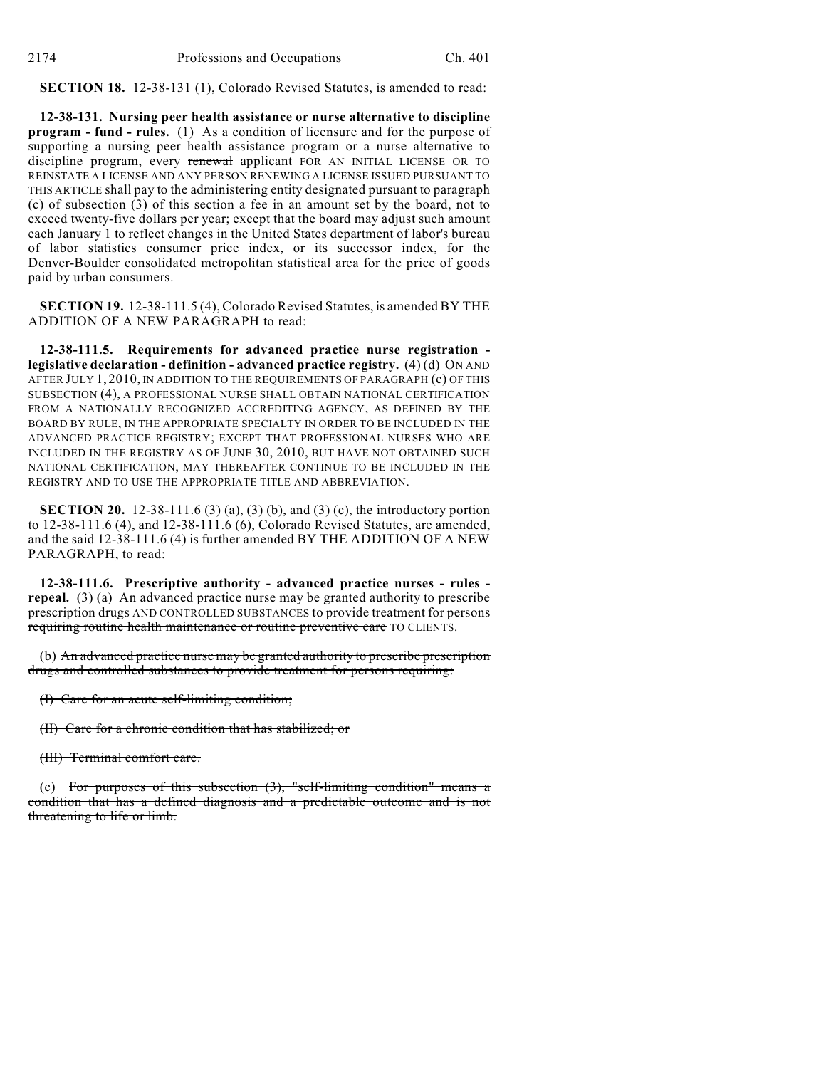**SECTION 18.** 12-38-131 (1), Colorado Revised Statutes, is amended to read:

**12-38-131. Nursing peer health assistance or nurse alternative to discipline program - fund - rules.** (1) As a condition of licensure and for the purpose of supporting a nursing peer health assistance program or a nurse alternative to discipline program, every ~~renewal~~ applicant FOR AN INITIAL LICENSE OR TO REINSTATE A LICENSE AND ANY PERSON RENEWING A LICENSE ISSUED PURSUANT TO THIS ARTICLE shall pay to the administering entity designated pursuant to paragraph (c) of subsection (3) of this section a fee in an amount set by the board, not to exceed twenty-five dollars per year; except that the board may adjust such amount each January 1 to reflect changes in the United States department of labor's bureau of labor statistics consumer price index, or its successor index, for the Denver-Boulder consolidated metropolitan statistical area for the price of goods paid by urban consumers.

**SECTION 19.** 12-38-111.5 (4), Colorado Revised Statutes, is amended BY THE ADDITION OF A NEW PARAGRAPH to read:

**12-38-111.5. Requirements for advanced practice nurse registration - legislative declaration - definition - advanced practice registry.** (4) (d) ON AND AFTER JULY 1, 2010, IN ADDITION TO THE REQUIREMENTS OF PARAGRAPH (c) OF THIS SUBSECTION (4), A PROFESSIONAL NURSE SHALL OBTAIN NATIONAL CERTIFICATION FROM A NATIONALLY RECOGNIZED ACCREDITING AGENCY, AS DEFINED BY THE BOARD BY RULE, IN THE APPROPRIATE SPECIALTY IN ORDER TO BE INCLUDED IN THE ADVANCED PRACTICE REGISTRY; EXCEPT THAT PROFESSIONAL NURSES WHO ARE INCLUDED IN THE REGISTRY AS OF JUNE 30, 2010, BUT HAVE NOT OBTAINED SUCH NATIONAL CERTIFICATION, MAY THEREAFTER CONTINUE TO BE INCLUDED IN THE REGISTRY AND TO USE THE APPROPRIATE TITLE AND ABBREVIATION.

**SECTION 20.** 12-38-111.6 (3) (a), (3) (b), and (3) (c), the introductory portion to 12-38-111.6 (4), and 12-38-111.6 (6), Colorado Revised Statutes, are amended, and the said 12-38-111.6 (4) is further amended BY THE ADDITION OF A NEW PARAGRAPH, to read:

**12-38-111.6. Prescriptive authority - advanced practice nurses - rules - repeal.** (3) (a) An advanced practice nurse may be granted authority to prescribe prescription drugs AND CONTROLLED SUBSTANCES to provide treatment ~~for persons requiring routine health maintenance or routine preventive care~~ TO CLIENTS.

(b) ~~An advanced practice nurse may be granted authority to prescribe prescription drugs and controlled substances to provide treatment for persons requiring:~~

~~(I) Care for an acute self-limiting condition;~~

~~(II) Care for a chronic condition that has stabilized; or~~

~~(III) Terminal comfort care.~~

(c) ~~For purposes of this subsection (3), "self-limiting condition" means a condition that has a defined diagnosis and a predictable outcome and is not threatening to life or limb.~~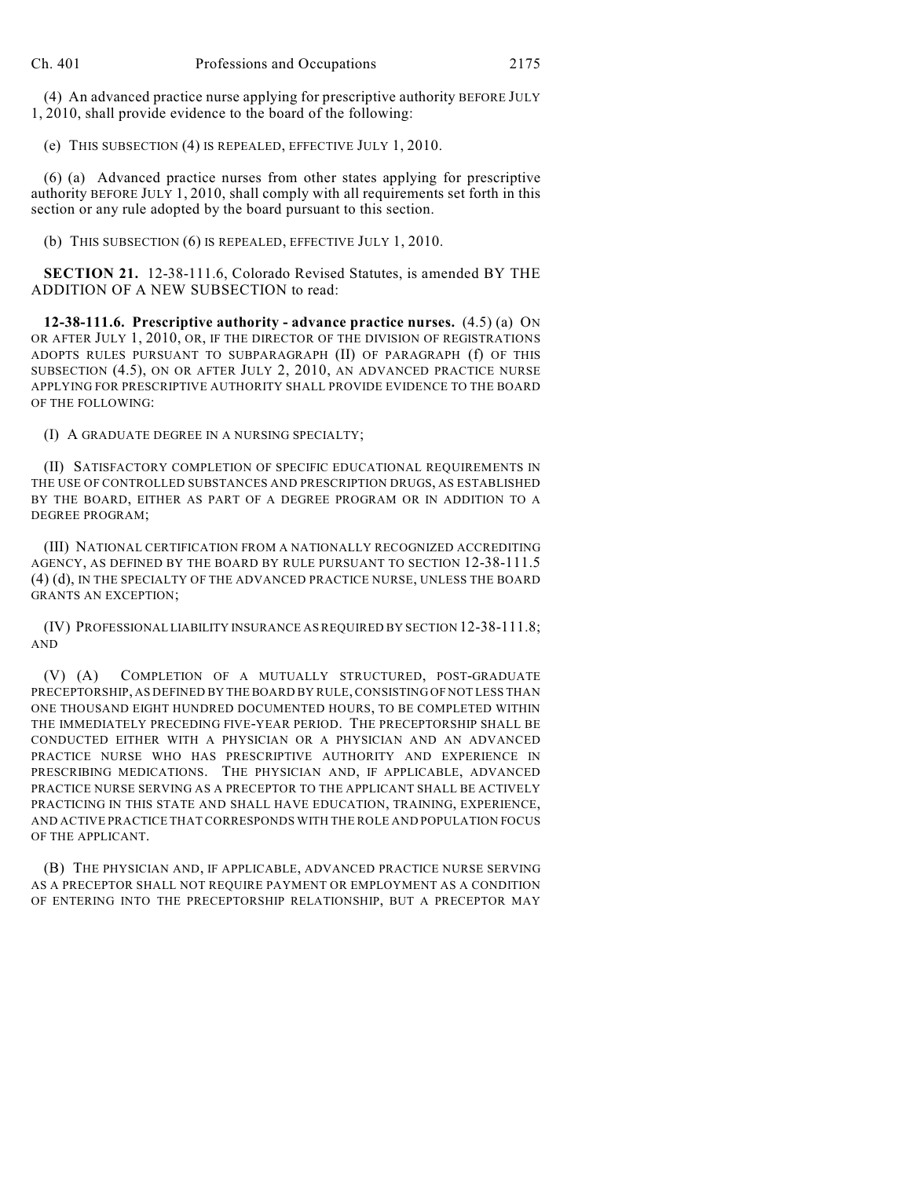(4) An advanced practice nurse applying for prescriptive authority BEFORE JULY 1, 2010, shall provide evidence to the board of the following:

(e) THIS SUBSECTION (4) IS REPEALED, EFFECTIVE JULY 1, 2010.

(6) (a) Advanced practice nurses from other states applying for prescriptive authority BEFORE JULY 1, 2010, shall comply with all requirements set forth in this section or any rule adopted by the board pursuant to this section.

(b) THIS SUBSECTION (6) IS REPEALED, EFFECTIVE JULY 1, 2010.

**SECTION 21.** 12-38-111.6, Colorado Revised Statutes, is amended BY THE ADDITION OF A NEW SUBSECTION to read:

**12-38-111.6. Prescriptive authority - advance practice nurses.** (4.5) (a) ON OR AFTER JULY 1, 2010, OR, IF THE DIRECTOR OF THE DIVISION OF REGISTRATIONS ADOPTS RULES PURSUANT TO SUBPARAGRAPH (II) OF PARAGRAPH (f) OF THIS SUBSECTION (4.5), ON OR AFTER JULY 2, 2010, AN ADVANCED PRACTICE NURSE APPLYING FOR PRESCRIPTIVE AUTHORITY SHALL PROVIDE EVIDENCE TO THE BOARD OF THE FOLLOWING:

(I) A GRADUATE DEGREE IN A NURSING SPECIALTY;

(II) SATISFACTORY COMPLETION OF SPECIFIC EDUCATIONAL REQUIREMENTS IN THE USE OF CONTROLLED SUBSTANCES AND PRESCRIPTION DRUGS, AS ESTABLISHED BY THE BOARD, EITHER AS PART OF A DEGREE PROGRAM OR IN ADDITION TO A DEGREE PROGRAM;

(III) NATIONAL CERTIFICATION FROM A NATIONALLY RECOGNIZED ACCREDITING AGENCY, AS DEFINED BY THE BOARD BY RULE PURSUANT TO SECTION 12-38-111.5 (4) (d), IN THE SPECIALTY OF THE ADVANCED PRACTICE NURSE, UNLESS THE BOARD GRANTS AN EXCEPTION;

(IV) PROFESSIONAL LIABILITY INSURANCE AS REQUIRED BY SECTION 12-38-111.8; AND

(V) (A) COMPLETION OF A MUTUALLY STRUCTURED, POST-GRADUATE PRECEPTORSHIP, AS DEFINED BY THE BOARD BY RULE, CONSISTING OF NOT LESS THAN ONE THOUSAND EIGHT HUNDRED DOCUMENTED HOURS, TO BE COMPLETED WITHIN THE IMMEDIATELY PRECEDING FIVE-YEAR PERIOD. THE PRECEPTORSHIP SHALL BE CONDUCTED EITHER WITH A PHYSICIAN OR A PHYSICIAN AND AN ADVANCED PRACTICE NURSE WHO HAS PRESCRIPTIVE AUTHORITY AND EXPERIENCE IN PRESCRIBING MEDICATIONS. THE PHYSICIAN AND, IF APPLICABLE, ADVANCED PRACTICE NURSE SERVING AS A PRECEPTOR TO THE APPLICANT SHALL BE ACTIVELY PRACTICING IN THIS STATE AND SHALL HAVE EDUCATION, TRAINING, EXPERIENCE, AND ACTIVE PRACTICE THAT CORRESPONDS WITH THE ROLE AND POPULATION FOCUS OF THE APPLICANT.

(B) THE PHYSICIAN AND, IF APPLICABLE, ADVANCED PRACTICE NURSE SERVING AS A PRECEPTOR SHALL NOT REQUIRE PAYMENT OR EMPLOYMENT AS A CONDITION OF ENTERING INTO THE PRECEPTORSHIP RELATIONSHIP, BUT A PRECEPTOR MAY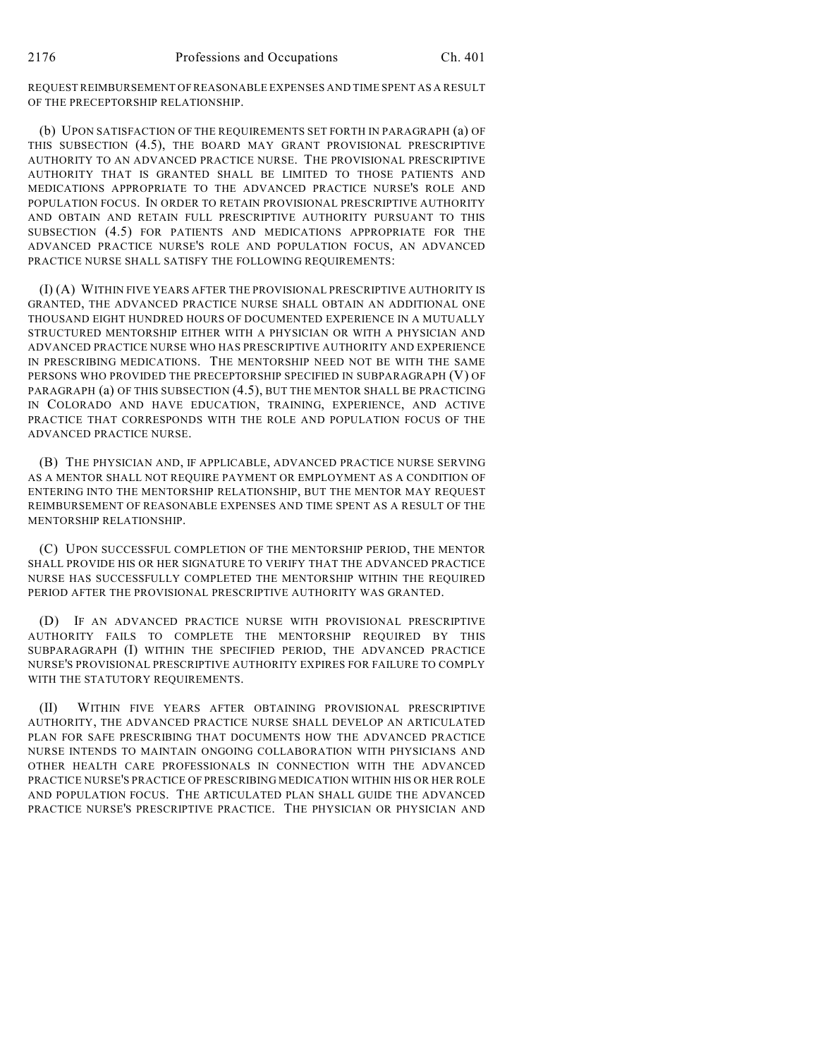REQUEST REIMBURSEMENT OF REASONABLE EXPENSES AND TIME SPENT AS A RESULT OF THE PRECEPTORSHIP RELATIONSHIP.

(b) UPON SATISFACTION OF THE REQUIREMENTS SET FORTH IN PARAGRAPH (a) OF THIS SUBSECTION (4.5), THE BOARD MAY GRANT PROVISIONAL PRESCRIPTIVE AUTHORITY TO AN ADVANCED PRACTICE NURSE. THE PROVISIONAL PRESCRIPTIVE AUTHORITY THAT IS GRANTED SHALL BE LIMITED TO THOSE PATIENTS AND MEDICATIONS APPROPRIATE TO THE ADVANCED PRACTICE NURSE'S ROLE AND POPULATION FOCUS. IN ORDER TO RETAIN PROVISIONAL PRESCRIPTIVE AUTHORITY AND OBTAIN AND RETAIN FULL PRESCRIPTIVE AUTHORITY PURSUANT TO THIS SUBSECTION (4.5) FOR PATIENTS AND MEDICATIONS APPROPRIATE FOR THE ADVANCED PRACTICE NURSE'S ROLE AND POPULATION FOCUS, AN ADVANCED PRACTICE NURSE SHALL SATISFY THE FOLLOWING REQUIREMENTS:

(I) (A) WITHIN FIVE YEARS AFTER THE PROVISIONAL PRESCRIPTIVE AUTHORITY IS GRANTED, THE ADVANCED PRACTICE NURSE SHALL OBTAIN AN ADDITIONAL ONE THOUSAND EIGHT HUNDRED HOURS OF DOCUMENTED EXPERIENCE IN A MUTUALLY STRUCTURED MENTORSHIP EITHER WITH A PHYSICIAN OR WITH A PHYSICIAN AND ADVANCED PRACTICE NURSE WHO HAS PRESCRIPTIVE AUTHORITY AND EXPERIENCE IN PRESCRIBING MEDICATIONS. THE MENTORSHIP NEED NOT BE WITH THE SAME PERSONS WHO PROVIDED THE PRECEPTORSHIP SPECIFIED IN SUBPARAGRAPH (V) OF PARAGRAPH (a) OF THIS SUBSECTION (4.5), BUT THE MENTOR SHALL BE PRACTICING IN COLORADO AND HAVE EDUCATION, TRAINING, EXPERIENCE, AND ACTIVE PRACTICE THAT CORRESPONDS WITH THE ROLE AND POPULATION FOCUS OF THE ADVANCED PRACTICE NURSE.

(B) THE PHYSICIAN AND, IF APPLICABLE, ADVANCED PRACTICE NURSE SERVING AS A MENTOR SHALL NOT REQUIRE PAYMENT OR EMPLOYMENT AS A CONDITION OF ENTERING INTO THE MENTORSHIP RELATIONSHIP, BUT THE MENTOR MAY REQUEST REIMBURSEMENT OF REASONABLE EXPENSES AND TIME SPENT AS A RESULT OF THE MENTORSHIP RELATIONSHIP.

(C) UPON SUCCESSFUL COMPLETION OF THE MENTORSHIP PERIOD, THE MENTOR SHALL PROVIDE HIS OR HER SIGNATURE TO VERIFY THAT THE ADVANCED PRACTICE NURSE HAS SUCCESSFULLY COMPLETED THE MENTORSHIP WITHIN THE REQUIRED PERIOD AFTER THE PROVISIONAL PRESCRIPTIVE AUTHORITY WAS GRANTED.

(D) IF AN ADVANCED PRACTICE NURSE WITH PROVISIONAL PRESCRIPTIVE AUTHORITY FAILS TO COMPLETE THE MENTORSHIP REQUIRED BY THIS SUBPARAGRAPH (I) WITHIN THE SPECIFIED PERIOD, THE ADVANCED PRACTICE NURSE'S PROVISIONAL PRESCRIPTIVE AUTHORITY EXPIRES FOR FAILURE TO COMPLY WITH THE STATUTORY REQUIREMENTS.

(II) WITHIN FIVE YEARS AFTER OBTAINING PROVISIONAL PRESCRIPTIVE AUTHORITY, THE ADVANCED PRACTICE NURSE SHALL DEVELOP AN ARTICULATED PLAN FOR SAFE PRESCRIBING THAT DOCUMENTS HOW THE ADVANCED PRACTICE NURSE INTENDS TO MAINTAIN ONGOING COLLABORATION WITH PHYSICIANS AND OTHER HEALTH CARE PROFESSIONALS IN CONNECTION WITH THE ADVANCED PRACTICE NURSE'S PRACTICE OF PRESCRIBING MEDICATION WITHIN HIS OR HER ROLE AND POPULATION FOCUS. THE ARTICULATED PLAN SHALL GUIDE THE ADVANCED PRACTICE NURSE'S PRESCRIPTIVE PRACTICE. THE PHYSICIAN OR PHYSICIAN AND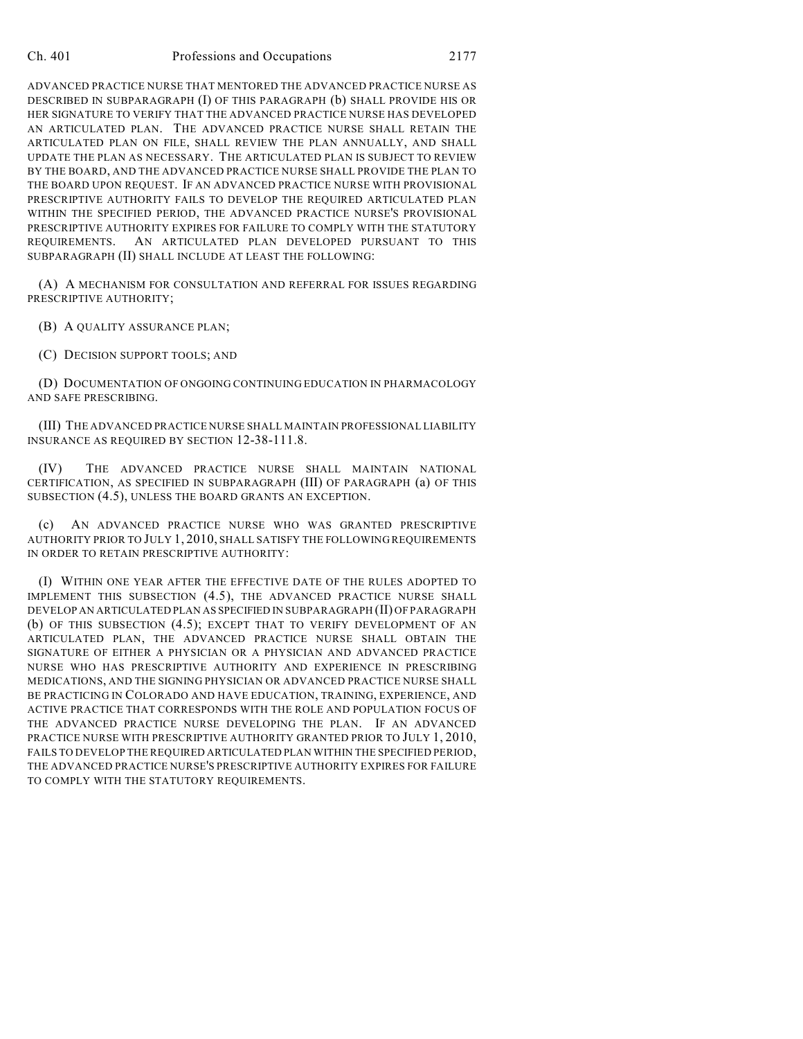ADVANCED PRACTICE NURSE THAT MENTORED THE ADVANCED PRACTICE NURSE AS DESCRIBED IN SUBPARAGRAPH (I) OF THIS PARAGRAPH (b) SHALL PROVIDE HIS OR HER SIGNATURE TO VERIFY THAT THE ADVANCED PRACTICE NURSE HAS DEVELOPED AN ARTICULATED PLAN. THE ADVANCED PRACTICE NURSE SHALL RETAIN THE ARTICULATED PLAN ON FILE, SHALL REVIEW THE PLAN ANNUALLY, AND SHALL UPDATE THE PLAN AS NECESSARY. THE ARTICULATED PLAN IS SUBJECT TO REVIEW BY THE BOARD, AND THE ADVANCED PRACTICE NURSE SHALL PROVIDE THE PLAN TO THE BOARD UPON REQUEST. IF AN ADVANCED PRACTICE NURSE WITH PROVISIONAL PRESCRIPTIVE AUTHORITY FAILS TO DEVELOP THE REQUIRED ARTICULATED PLAN WITHIN THE SPECIFIED PERIOD, THE ADVANCED PRACTICE NURSE'S PROVISIONAL PRESCRIPTIVE AUTHORITY EXPIRES FOR FAILURE TO COMPLY WITH THE STATUTORY REQUIREMENTS. AN ARTICULATED PLAN DEVELOPED PURSUANT TO THIS SUBPARAGRAPH (II) SHALL INCLUDE AT LEAST THE FOLLOWING:

(A) A MECHANISM FOR CONSULTATION AND REFERRAL FOR ISSUES REGARDING PRESCRIPTIVE AUTHORITY;

(B) A QUALITY ASSURANCE PLAN;

(C) DECISION SUPPORT TOOLS; AND

(D) DOCUMENTATION OF ONGOING CONTINUING EDUCATION IN PHARMACOLOGY AND SAFE PRESCRIBING.

(III) THE ADVANCED PRACTICE NURSE SHALL MAINTAIN PROFESSIONAL LIABILITY INSURANCE AS REQUIRED BY SECTION 12-38-111.8.

(IV) THE ADVANCED PRACTICE NURSE SHALL MAINTAIN NATIONAL CERTIFICATION, AS SPECIFIED IN SUBPARAGRAPH (III) OF PARAGRAPH (a) OF THIS SUBSECTION (4.5), UNLESS THE BOARD GRANTS AN EXCEPTION.

(c) AN ADVANCED PRACTICE NURSE WHO WAS GRANTED PRESCRIPTIVE AUTHORITY PRIOR TO JULY 1, 2010, SHALL SATISFY THE FOLLOWING REQUIREMENTS IN ORDER TO RETAIN PRESCRIPTIVE AUTHORITY:

(I) WITHIN ONE YEAR AFTER THE EFFECTIVE DATE OF THE RULES ADOPTED TO IMPLEMENT THIS SUBSECTION (4.5), THE ADVANCED PRACTICE NURSE SHALL DEVELOP AN ARTICULATED PLAN AS SPECIFIED IN SUBPARAGRAPH (II) OF PARAGRAPH (b) OF THIS SUBSECTION (4.5); EXCEPT THAT TO VERIFY DEVELOPMENT OF AN ARTICULATED PLAN, THE ADVANCED PRACTICE NURSE SHALL OBTAIN THE SIGNATURE OF EITHER A PHYSICIAN OR A PHYSICIAN AND ADVANCED PRACTICE NURSE WHO HAS PRESCRIPTIVE AUTHORITY AND EXPERIENCE IN PRESCRIBING MEDICATIONS, AND THE SIGNING PHYSICIAN OR ADVANCED PRACTICE NURSE SHALL BE PRACTICING IN COLORADO AND HAVE EDUCATION, TRAINING, EXPERIENCE, AND ACTIVE PRACTICE THAT CORRESPONDS WITH THE ROLE AND POPULATION FOCUS OF THE ADVANCED PRACTICE NURSE DEVELOPING THE PLAN. IF AN ADVANCED PRACTICE NURSE WITH PRESCRIPTIVE AUTHORITY GRANTED PRIOR TO JULY 1, 2010, FAILS TO DEVELOP THE REQUIRED ARTICULATED PLAN WITHIN THE SPECIFIED PERIOD, THE ADVANCED PRACTICE NURSE'S PRESCRIPTIVE AUTHORITY EXPIRES FOR FAILURE TO COMPLY WITH THE STATUTORY REQUIREMENTS.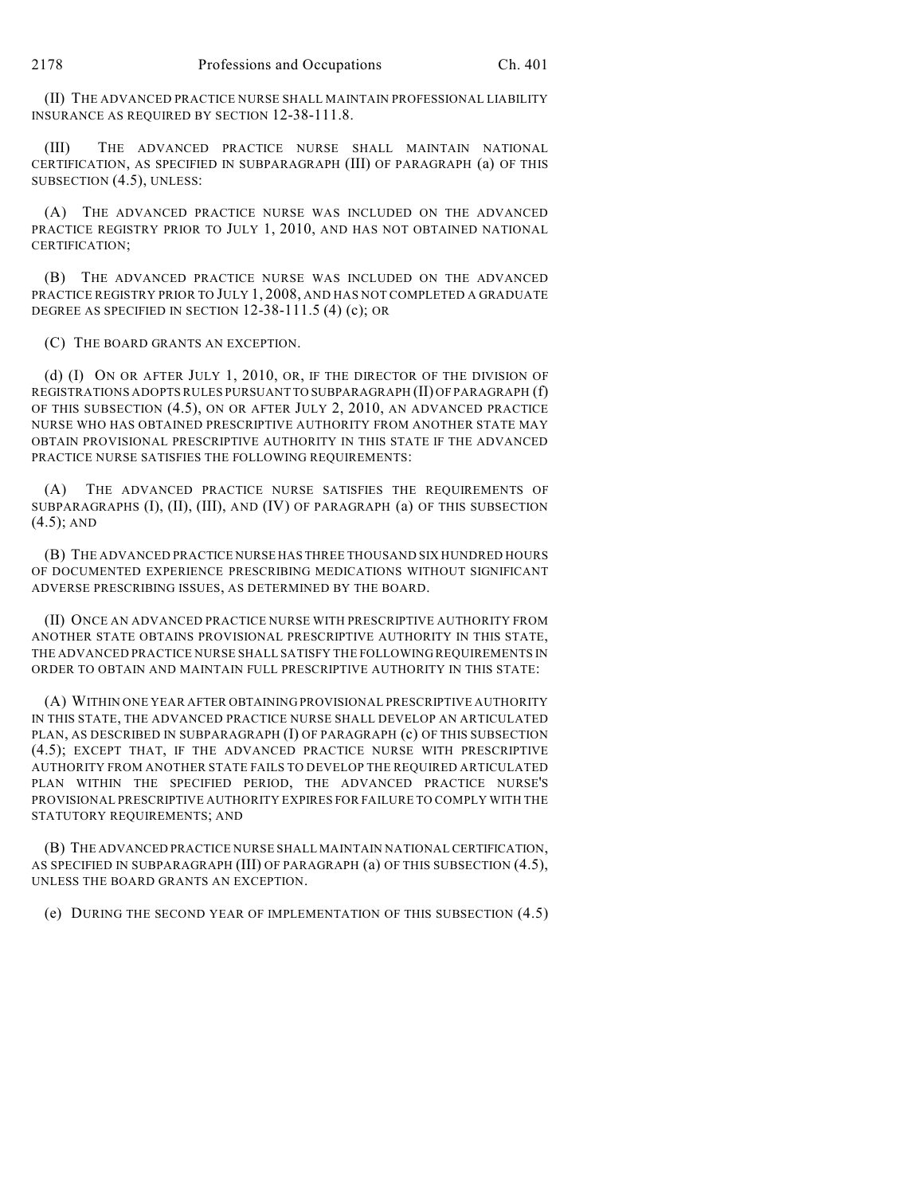(II) THE ADVANCED PRACTICE NURSE SHALL MAINTAIN PROFESSIONAL LIABILITY INSURANCE AS REQUIRED BY SECTION 12-38-111.8.

(III) THE ADVANCED PRACTICE NURSE SHALL MAINTAIN NATIONAL CERTIFICATION, AS SPECIFIED IN SUBPARAGRAPH (III) OF PARAGRAPH (a) OF THIS SUBSECTION (4.5), UNLESS:

(A) THE ADVANCED PRACTICE NURSE WAS INCLUDED ON THE ADVANCED PRACTICE REGISTRY PRIOR TO JULY 1, 2010, AND HAS NOT OBTAINED NATIONAL CERTIFICATION;

(B) THE ADVANCED PRACTICE NURSE WAS INCLUDED ON THE ADVANCED PRACTICE REGISTRY PRIOR TO JULY 1, 2008, AND HAS NOT COMPLETED A GRADUATE DEGREE AS SPECIFIED IN SECTION 12-38-111.5 (4) (c); OR

(C) THE BOARD GRANTS AN EXCEPTION.

(d) (I) ON OR AFTER JULY 1, 2010, OR, IF THE DIRECTOR OF THE DIVISION OF REGISTRATIONS ADOPTS RULES PURSUANT TO SUBPARAGRAPH (II) OF PARAGRAPH (f) OF THIS SUBSECTION (4.5), ON OR AFTER JULY 2, 2010, AN ADVANCED PRACTICE NURSE WHO HAS OBTAINED PRESCRIPTIVE AUTHORITY FROM ANOTHER STATE MAY OBTAIN PROVISIONAL PRESCRIPTIVE AUTHORITY IN THIS STATE IF THE ADVANCED PRACTICE NURSE SATISFIES THE FOLLOWING REQUIREMENTS:

(A) THE ADVANCED PRACTICE NURSE SATISFIES THE REQUIREMENTS OF SUBPARAGRAPHS (I), (II), (III), AND (IV) OF PARAGRAPH (a) OF THIS SUBSECTION (4.5); AND

(B) THE ADVANCED PRACTICE NURSE HAS THREE THOUSAND SIX HUNDRED HOURS OF DOCUMENTED EXPERIENCE PRESCRIBING MEDICATIONS WITHOUT SIGNIFICANT ADVERSE PRESCRIBING ISSUES, AS DETERMINED BY THE BOARD.

(II) ONCE AN ADVANCED PRACTICE NURSE WITH PRESCRIPTIVE AUTHORITY FROM ANOTHER STATE OBTAINS PROVISIONAL PRESCRIPTIVE AUTHORITY IN THIS STATE, THE ADVANCED PRACTICE NURSE SHALL SATISFY THE FOLLOWING REQUIREMENTS IN ORDER TO OBTAIN AND MAINTAIN FULL PRESCRIPTIVE AUTHORITY IN THIS STATE:

(A) WITHIN ONE YEAR AFTER OBTAINING PROVISIONAL PRESCRIPTIVE AUTHORITY IN THIS STATE, THE ADVANCED PRACTICE NURSE SHALL DEVELOP AN ARTICULATED PLAN, AS DESCRIBED IN SUBPARAGRAPH (I) OF PARAGRAPH (c) OF THIS SUBSECTION (4.5); EXCEPT THAT, IF THE ADVANCED PRACTICE NURSE WITH PRESCRIPTIVE AUTHORITY FROM ANOTHER STATE FAILS TO DEVELOP THE REQUIRED ARTICULATED PLAN WITHIN THE SPECIFIED PERIOD, THE ADVANCED PRACTICE NURSE'S PROVISIONAL PRESCRIPTIVE AUTHORITY EXPIRES FOR FAILURE TO COMPLY WITH THE STATUTORY REQUIREMENTS; AND

(B) THE ADVANCED PRACTICE NURSE SHALL MAINTAIN NATIONAL CERTIFICATION, AS SPECIFIED IN SUBPARAGRAPH (III) OF PARAGRAPH (a) OF THIS SUBSECTION (4.5), UNLESS THE BOARD GRANTS AN EXCEPTION.

(e) DURING THE SECOND YEAR OF IMPLEMENTATION OF THIS SUBSECTION (4.5)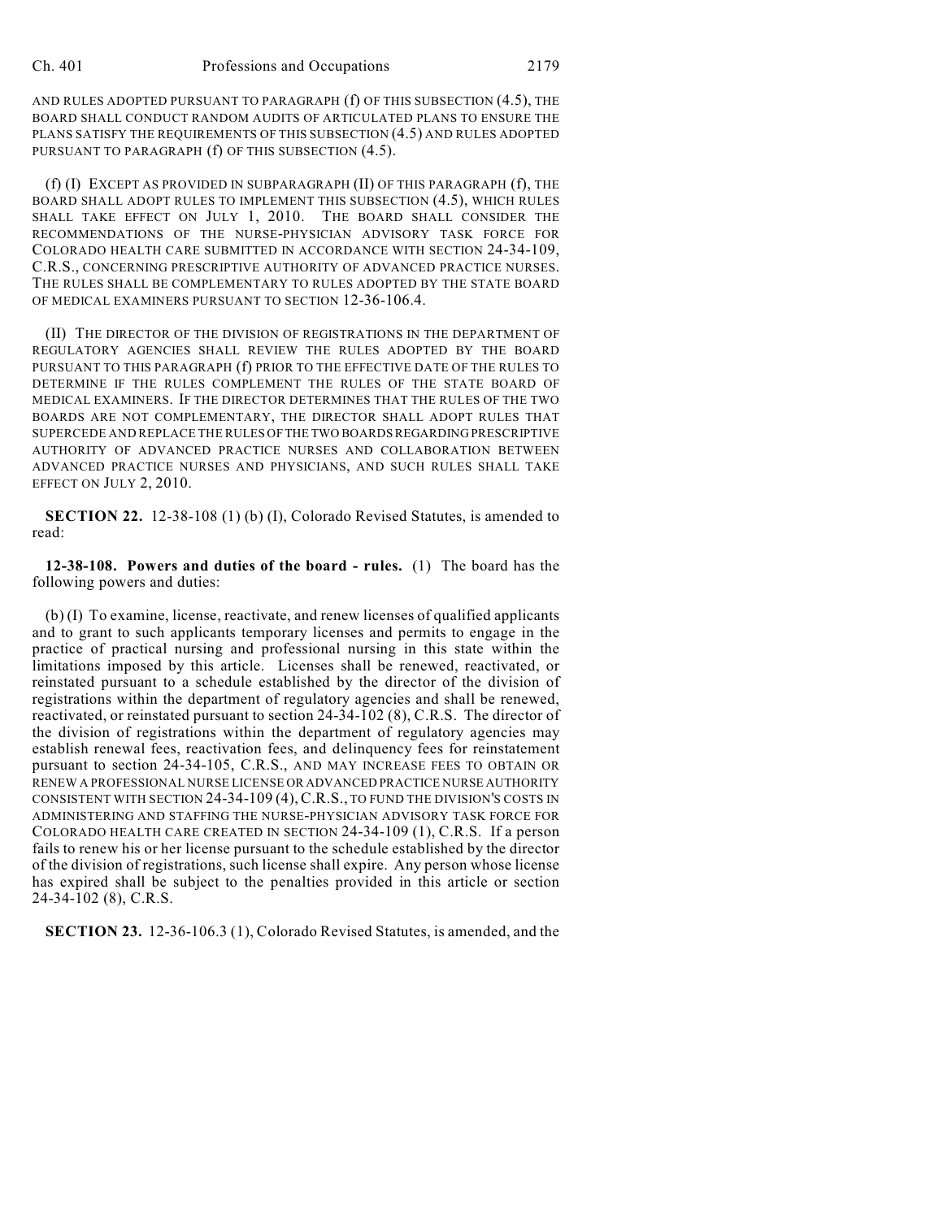AND RULES ADOPTED PURSUANT TO PARAGRAPH (f) OF THIS SUBSECTION (4.5), THE BOARD SHALL CONDUCT RANDOM AUDITS OF ARTICULATED PLANS TO ENSURE THE PLANS SATISFY THE REQUIREMENTS OF THIS SUBSECTION (4.5) AND RULES ADOPTED PURSUANT TO PARAGRAPH (f) OF THIS SUBSECTION (4.5).

(f) (I) EXCEPT AS PROVIDED IN SUBPARAGRAPH (II) OF THIS PARAGRAPH (f), THE BOARD SHALL ADOPT RULES TO IMPLEMENT THIS SUBSECTION (4.5), WHICH RULES SHALL TAKE EFFECT ON JULY 1, 2010. THE BOARD SHALL CONSIDER THE RECOMMENDATIONS OF THE NURSE-PHYSICIAN ADVISORY TASK FORCE FOR COLORADO HEALTH CARE SUBMITTED IN ACCORDANCE WITH SECTION 24-34-109, C.R.S., CONCERNING PRESCRIPTIVE AUTHORITY OF ADVANCED PRACTICE NURSES. THE RULES SHALL BE COMPLEMENTARY TO RULES ADOPTED BY THE STATE BOARD OF MEDICAL EXAMINERS PURSUANT TO SECTION 12-36-106.4.

(II) THE DIRECTOR OF THE DIVISION OF REGISTRATIONS IN THE DEPARTMENT OF REGULATORY AGENCIES SHALL REVIEW THE RULES ADOPTED BY THE BOARD PURSUANT TO THIS PARAGRAPH (f) PRIOR TO THE EFFECTIVE DATE OF THE RULES TO DETERMINE IF THE RULES COMPLEMENT THE RULES OF THE STATE BOARD OF MEDICAL EXAMINERS. IF THE DIRECTOR DETERMINES THAT THE RULES OF THE TWO BOARDS ARE NOT COMPLEMENTARY, THE DIRECTOR SHALL ADOPT RULES THAT SUPERCEDE AND REPLACE THE RULES OF THE TWO BOARDS REGARDING PRESCRIPTIVE AUTHORITY OF ADVANCED PRACTICE NURSES AND COLLABORATION BETWEEN ADVANCED PRACTICE NURSES AND PHYSICIANS, AND SUCH RULES SHALL TAKE EFFECT ON JULY 2, 2010.

**SECTION 22.** 12-38-108 (1) (b) (I), Colorado Revised Statutes, is amended to read:

**12-38-108. Powers and duties of the board - rules.** (1) The board has the following powers and duties:

(b) (I) To examine, license, reactivate, and renew licenses of qualified applicants and to grant to such applicants temporary licenses and permits to engage in the practice of practical nursing and professional nursing in this state within the limitations imposed by this article. Licenses shall be renewed, reactivated, or reinstated pursuant to a schedule established by the director of the division of registrations within the department of regulatory agencies and shall be renewed, reactivated, or reinstated pursuant to section 24-34-102 (8), C.R.S. The director of the division of registrations within the department of regulatory agencies may establish renewal fees, reactivation fees, and delinquency fees for reinstatement pursuant to section 24-34-105, C.R.S., AND MAY INCREASE FEES TO OBTAIN OR RENEW A PROFESSIONAL NURSE LICENSE OR ADVANCED PRACTICE NURSE AUTHORITY CONSISTENT WITH SECTION 24-34-109 (4), C.R.S., TO FUND THE DIVISION'S COSTS IN ADMINISTERING AND STAFFING THE NURSE-PHYSICIAN ADVISORY TASK FORCE FOR COLORADO HEALTH CARE CREATED IN SECTION 24-34-109 (1), C.R.S. If a person fails to renew his or her license pursuant to the schedule established by the director of the division of registrations, such license shall expire. Any person whose license has expired shall be subject to the penalties provided in this article or section 24-34-102 (8), C.R.S.

**SECTION 23.** 12-36-106.3 (1), Colorado Revised Statutes, is amended, and the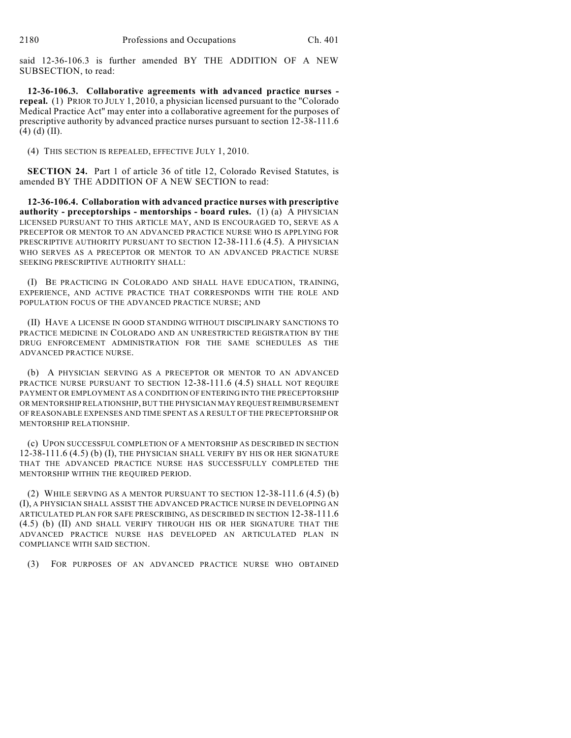said 12-36-106.3 is further amended BY THE ADDITION OF A NEW SUBSECTION, to read:

**12-36-106.3. Collaborative agreements with advanced practice nurses - repeal.** (1) PRIOR TO JULY 1, 2010, a physician licensed pursuant to the "Colorado Medical Practice Act" may enter into a collaborative agreement for the purposes of prescriptive authority by advanced practice nurses pursuant to section 12-38-111.6 (4) (d) (II).

(4) THIS SECTION IS REPEALED, EFFECTIVE JULY 1, 2010.

**SECTION 24.** Part 1 of article 36 of title 12, Colorado Revised Statutes, is amended BY THE ADDITION OF A NEW SECTION to read:

**12-36-106.4. Collaboration with advanced practice nurses with prescriptive authority - preceptorships - mentorships - board rules.** (1) (a) A PHYSICIAN LICENSED PURSUANT TO THIS ARTICLE MAY, AND IS ENCOURAGED TO, SERVE AS A PRECEPTOR OR MENTOR TO AN ADVANCED PRACTICE NURSE WHO IS APPLYING FOR PRESCRIPTIVE AUTHORITY PURSUANT TO SECTION 12-38-111.6 (4.5). A PHYSICIAN WHO SERVES AS A PRECEPTOR OR MENTOR TO AN ADVANCED PRACTICE NURSE SEEKING PRESCRIPTIVE AUTHORITY SHALL:

(I) BE PRACTICING IN COLORADO AND SHALL HAVE EDUCATION, TRAINING, EXPERIENCE, AND ACTIVE PRACTICE THAT CORRESPONDS WITH THE ROLE AND POPULATION FOCUS OF THE ADVANCED PRACTICE NURSE; AND

(II) HAVE A LICENSE IN GOOD STANDING WITHOUT DISCIPLINARY SANCTIONS TO PRACTICE MEDICINE IN COLORADO AND AN UNRESTRICTED REGISTRATION BY THE DRUG ENFORCEMENT ADMINISTRATION FOR THE SAME SCHEDULES AS THE ADVANCED PRACTICE NURSE.

(b) A PHYSICIAN SERVING AS A PRECEPTOR OR MENTOR TO AN ADVANCED PRACTICE NURSE PURSUANT TO SECTION 12-38-111.6 (4.5) SHALL NOT REQUIRE PAYMENT OR EMPLOYMENT AS A CONDITION OF ENTERING INTO THE PRECEPTORSHIP OR MENTORSHIP RELATIONSHIP, BUT THE PHYSICIAN MAY REQUEST REIMBURSEMENT OF REASONABLE EXPENSES AND TIME SPENT AS A RESULT OF THE PRECEPTORSHIP OR MENTORSHIP RELATIONSHIP.

(c) UPON SUCCESSFUL COMPLETION OF A MENTORSHIP AS DESCRIBED IN SECTION 12-38-111.6 (4.5) (b) (I), THE PHYSICIAN SHALL VERIFY BY HIS OR HER SIGNATURE THAT THE ADVANCED PRACTICE NURSE HAS SUCCESSFULLY COMPLETED THE MENTORSHIP WITHIN THE REQUIRED PERIOD.

(2) WHILE SERVING AS A MENTOR PURSUANT TO SECTION 12-38-111.6 (4.5) (b) (I), A PHYSICIAN SHALL ASSIST THE ADVANCED PRACTICE NURSE IN DEVELOPING AN ARTICULATED PLAN FOR SAFE PRESCRIBING, AS DESCRIBED IN SECTION 12-38-111.6 (4.5) (b) (II) AND SHALL VERIFY THROUGH HIS OR HER SIGNATURE THAT THE ADVANCED PRACTICE NURSE HAS DEVELOPED AN ARTICULATED PLAN IN COMPLIANCE WITH SAID SECTION.

(3) FOR PURPOSES OF AN ADVANCED PRACTICE NURSE WHO OBTAINED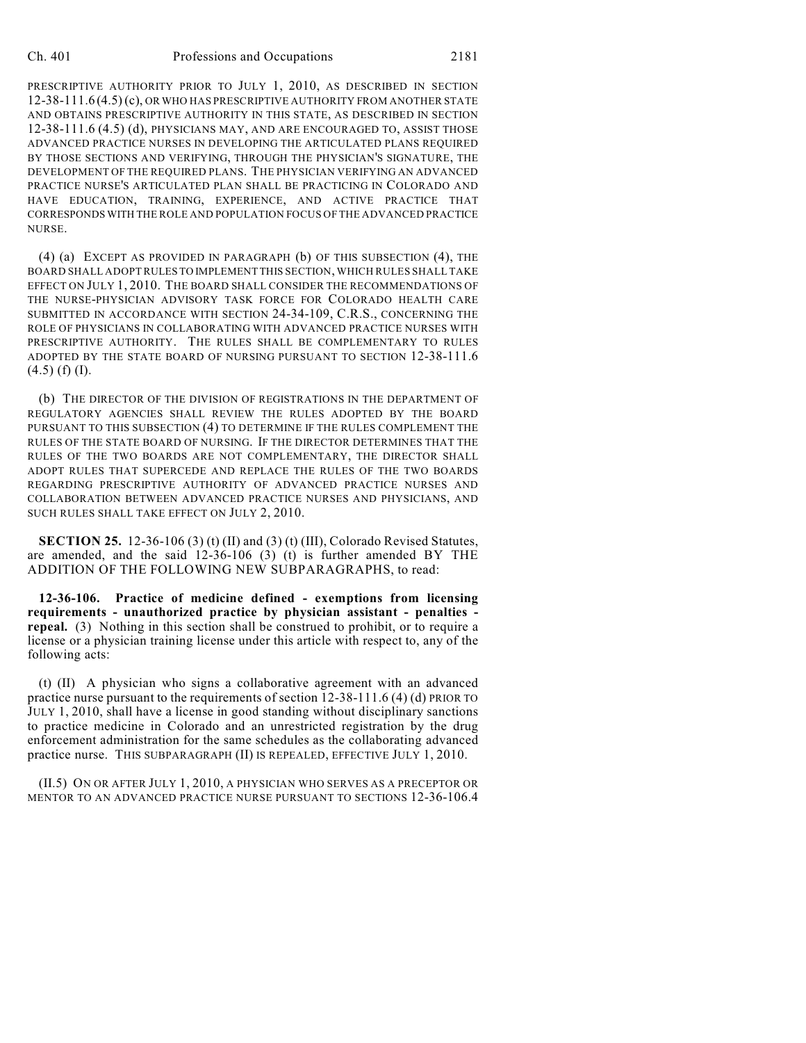PRESCRIPTIVE AUTHORITY PRIOR TO JULY 1, 2010, AS DESCRIBED IN SECTION 12-38-111.6 (4.5) (c), OR WHO HAS PRESCRIPTIVE AUTHORITY FROM ANOTHER STATE AND OBTAINS PRESCRIPTIVE AUTHORITY IN THIS STATE, AS DESCRIBED IN SECTION 12-38-111.6 (4.5) (d), PHYSICIANS MAY, AND ARE ENCOURAGED TO, ASSIST THOSE ADVANCED PRACTICE NURSES IN DEVELOPING THE ARTICULATED PLANS REQUIRED BY THOSE SECTIONS AND VERIFYING, THROUGH THE PHYSICIAN'S SIGNATURE, THE DEVELOPMENT OF THE REQUIRED PLANS. THE PHYSICIAN VERIFYING AN ADVANCED PRACTICE NURSE'S ARTICULATED PLAN SHALL BE PRACTICING IN COLORADO AND HAVE EDUCATION, TRAINING, EXPERIENCE, AND ACTIVE PRACTICE THAT CORRESPONDS WITH THE ROLE AND POPULATION FOCUS OF THE ADVANCED PRACTICE NURSE.

(4) (a) EXCEPT AS PROVIDED IN PARAGRAPH (b) OF THIS SUBSECTION (4), THE BOARD SHALL ADOPT RULES TO IMPLEMENT THIS SECTION, WHICH RULES SHALL TAKE EFFECT ON JULY 1, 2010. THE BOARD SHALL CONSIDER THE RECOMMENDATIONS OF THE NURSE-PHYSICIAN ADVISORY TASK FORCE FOR COLORADO HEALTH CARE SUBMITTED IN ACCORDANCE WITH SECTION 24-34-109, C.R.S., CONCERNING THE ROLE OF PHYSICIANS IN COLLABORATING WITH ADVANCED PRACTICE NURSES WITH PRESCRIPTIVE AUTHORITY. THE RULES SHALL BE COMPLEMENTARY TO RULES ADOPTED BY THE STATE BOARD OF NURSING PURSUANT TO SECTION 12-38-111.6 (4.5) (f) (I).

(b) THE DIRECTOR OF THE DIVISION OF REGISTRATIONS IN THE DEPARTMENT OF REGULATORY AGENCIES SHALL REVIEW THE RULES ADOPTED BY THE BOARD PURSUANT TO THIS SUBSECTION (4) TO DETERMINE IF THE RULES COMPLEMENT THE RULES OF THE STATE BOARD OF NURSING. IF THE DIRECTOR DETERMINES THAT THE RULES OF THE TWO BOARDS ARE NOT COMPLEMENTARY, THE DIRECTOR SHALL ADOPT RULES THAT SUPERCEDE AND REPLACE THE RULES OF THE TWO BOARDS REGARDING PRESCRIPTIVE AUTHORITY OF ADVANCED PRACTICE NURSES AND COLLABORATION BETWEEN ADVANCED PRACTICE NURSES AND PHYSICIANS, AND SUCH RULES SHALL TAKE EFFECT ON JULY 2, 2010.

**SECTION 25.** 12-36-106 (3) (t) (II) and (3) (t) (III), Colorado Revised Statutes, are amended, and the said 12-36-106 (3) (t) is further amended BY THE ADDITION OF THE FOLLOWING NEW SUBPARAGRAPHS, to read:

**12-36-106. Practice of medicine defined - exemptions from licensing requirements - unauthorized practice by physician assistant - penalties - repeal.** (3) Nothing in this section shall be construed to prohibit, or to require a license or a physician training license under this article with respect to, any of the following acts:

(t) (II) A physician who signs a collaborative agreement with an advanced practice nurse pursuant to the requirements of section 12-38-111.6 (4) (d) PRIOR TO JULY 1, 2010, shall have a license in good standing without disciplinary sanctions to practice medicine in Colorado and an unrestricted registration by the drug enforcement administration for the same schedules as the collaborating advanced practice nurse. THIS SUBPARAGRAPH (II) IS REPEALED, EFFECTIVE JULY 1, 2010.

(II.5) ON OR AFTER JULY 1, 2010, A PHYSICIAN WHO SERVES AS A PRECEPTOR OR MENTOR TO AN ADVANCED PRACTICE NURSE PURSUANT TO SECTIONS 12-36-106.4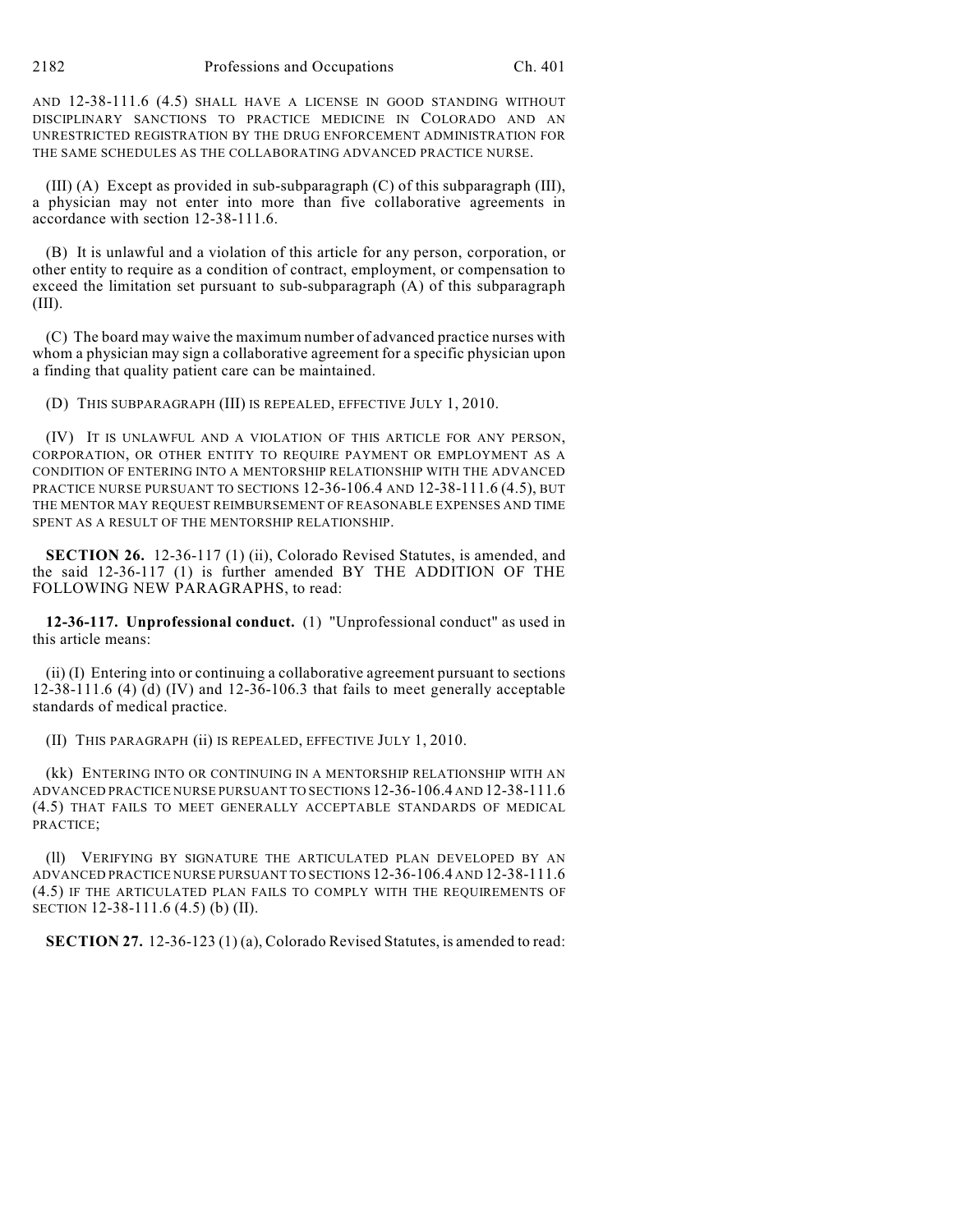AND 12-38-111.6 (4.5) SHALL HAVE A LICENSE IN GOOD STANDING WITHOUT DISCIPLINARY SANCTIONS TO PRACTICE MEDICINE IN COLORADO AND AN UNRESTRICTED REGISTRATION BY THE DRUG ENFORCEMENT ADMINISTRATION FOR THE SAME SCHEDULES AS THE COLLABORATING ADVANCED PRACTICE NURSE.

(III) (A) Except as provided in sub-subparagraph (C) of this subparagraph (III), a physician may not enter into more than five collaborative agreements in accordance with section 12-38-111.6.

(B) It is unlawful and a violation of this article for any person, corporation, or other entity to require as a condition of contract, employment, or compensation to exceed the limitation set pursuant to sub-subparagraph (A) of this subparagraph (III).

(C) The board may waive the maximum number of advanced practice nurses with whom a physician may sign a collaborative agreement for a specific physician upon a finding that quality patient care can be maintained.

(D) THIS SUBPARAGRAPH (III) IS REPEALED, EFFECTIVE JULY 1, 2010.

(IV) IT IS UNLAWFUL AND A VIOLATION OF THIS ARTICLE FOR ANY PERSON, CORPORATION, OR OTHER ENTITY TO REQUIRE PAYMENT OR EMPLOYMENT AS A CONDITION OF ENTERING INTO A MENTORSHIP RELATIONSHIP WITH THE ADVANCED PRACTICE NURSE PURSUANT TO SECTIONS 12-36-106.4 AND 12-38-111.6 (4.5), BUT THE MENTOR MAY REQUEST REIMBURSEMENT OF REASONABLE EXPENSES AND TIME SPENT AS A RESULT OF THE MENTORSHIP RELATIONSHIP.

**SECTION 26.** 12-36-117 (1) (ii), Colorado Revised Statutes, is amended, and the said 12-36-117 (1) is further amended BY THE ADDITION OF THE FOLLOWING NEW PARAGRAPHS, to read:

**12-36-117. Unprofessional conduct.** (1) "Unprofessional conduct" as used in this article means:

(ii) (I) Entering into or continuing a collaborative agreement pursuant to sections 12-38-111.6 (4) (d) (IV) and 12-36-106.3 that fails to meet generally acceptable standards of medical practice.

(II) THIS PARAGRAPH (ii) IS REPEALED, EFFECTIVE JULY 1, 2010.

(kk) ENTERING INTO OR CONTINUING IN A MENTORSHIP RELATIONSHIP WITH AN ADVANCED PRACTICE NURSE PURSUANT TO SECTIONS 12-36-106.4 AND 12-38-111.6 (4.5) THAT FAILS TO MEET GENERALLY ACCEPTABLE STANDARDS OF MEDICAL PRACTICE;

(ll) VERIFYING BY SIGNATURE THE ARTICULATED PLAN DEVELOPED BY AN ADVANCED PRACTICE NURSE PURSUANT TO SECTIONS 12-36-106.4 AND 12-38-111.6 (4.5) IF THE ARTICULATED PLAN FAILS TO COMPLY WITH THE REQUIREMENTS OF SECTION 12-38-111.6 (4.5) (b) (II).

**SECTION 27.** 12-36-123 (1) (a), Colorado Revised Statutes, is amended to read: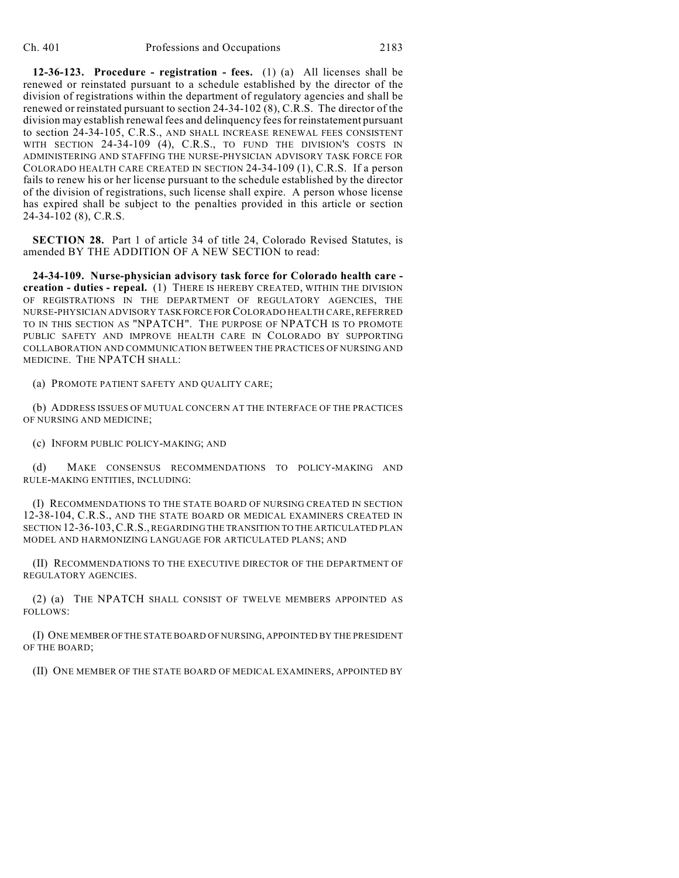**12-36-123. Procedure - registration - fees.** (1) (a) All licenses shall be renewed or reinstated pursuant to a schedule established by the director of the division of registrations within the department of regulatory agencies and shall be renewed or reinstated pursuant to section 24-34-102 (8), C.R.S. The director of the division may establish renewal fees and delinquency fees for reinstatement pursuant to section 24-34-105, C.R.S., AND SHALL INCREASE RENEWAL FEES CONSISTENT WITH SECTION 24-34-109 (4), C.R.S., TO FUND THE DIVISION'S COSTS IN ADMINISTERING AND STAFFING THE NURSE-PHYSICIAN ADVISORY TASK FORCE FOR COLORADO HEALTH CARE CREATED IN SECTION 24-34-109 (1), C.R.S. If a person fails to renew his or her license pursuant to the schedule established by the director of the division of registrations, such license shall expire. A person whose license has expired shall be subject to the penalties provided in this article or section 24-34-102 (8), C.R.S.

**SECTION 28.** Part 1 of article 34 of title 24, Colorado Revised Statutes, is amended BY THE ADDITION OF A NEW SECTION to read:

**24-34-109. Nurse-physician advisory task force for Colorado health care - creation - duties - repeal.** (1) THERE IS HEREBY CREATED, WITHIN THE DIVISION OF REGISTRATIONS IN THE DEPARTMENT OF REGULATORY AGENCIES, THE NURSE-PHYSICIAN ADVISORY TASK FORCE FOR COLORADO HEALTH CARE, REFERRED TO IN THIS SECTION AS "NPATCH". THE PURPOSE OF NPATCH IS TO PROMOTE PUBLIC SAFETY AND IMPROVE HEALTH CARE IN COLORADO BY SUPPORTING COLLABORATION AND COMMUNICATION BETWEEN THE PRACTICES OF NURSING AND MEDICINE. THE NPATCH SHALL:

(a) PROMOTE PATIENT SAFETY AND QUALITY CARE;

(b) ADDRESS ISSUES OF MUTUAL CONCERN AT THE INTERFACE OF THE PRACTICES OF NURSING AND MEDICINE;

(c) INFORM PUBLIC POLICY-MAKING; AND

(d) MAKE CONSENSUS RECOMMENDATIONS TO POLICY-MAKING AND RULE-MAKING ENTITIES, INCLUDING:

(I) RECOMMENDATIONS TO THE STATE BOARD OF NURSING CREATED IN SECTION 12-38-104, C.R.S., AND THE STATE BOARD OR MEDICAL EXAMINERS CREATED IN SECTION 12-36-103, C.R.S., REGARDING THE TRANSITION TO THE ARTICULATED PLAN MODEL AND HARMONIZING LANGUAGE FOR ARTICULATED PLANS; AND

(II) RECOMMENDATIONS TO THE EXECUTIVE DIRECTOR OF THE DEPARTMENT OF REGULATORY AGENCIES.

(2) (a) THE NPATCH SHALL CONSIST OF TWELVE MEMBERS APPOINTED AS FOLLOWS:

(I) ONE MEMBER OF THE STATE BOARD OF NURSING, APPOINTED BY THE PRESIDENT OF THE BOARD;

(II) ONE MEMBER OF THE STATE BOARD OF MEDICAL EXAMINERS, APPOINTED BY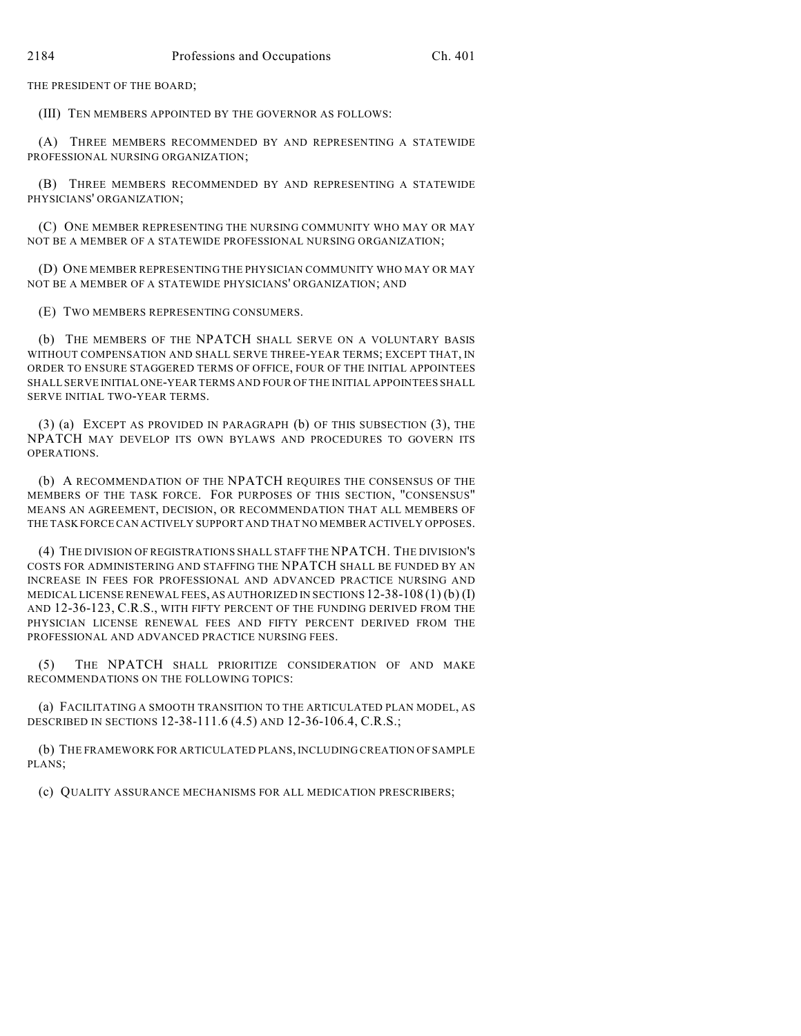THE PRESIDENT OF THE BOARD;

(III) TEN MEMBERS APPOINTED BY THE GOVERNOR AS FOLLOWS:

(A) THREE MEMBERS RECOMMENDED BY AND REPRESENTING A STATEWIDE PROFESSIONAL NURSING ORGANIZATION;

(B) THREE MEMBERS RECOMMENDED BY AND REPRESENTING A STATEWIDE PHYSICIANS' ORGANIZATION;

(C) ONE MEMBER REPRESENTING THE NURSING COMMUNITY WHO MAY OR MAY NOT BE A MEMBER OF A STATEWIDE PROFESSIONAL NURSING ORGANIZATION;

(D) ONE MEMBER REPRESENTING THE PHYSICIAN COMMUNITY WHO MAY OR MAY NOT BE A MEMBER OF A STATEWIDE PHYSICIANS' ORGANIZATION; AND

(E) TWO MEMBERS REPRESENTING CONSUMERS.

(b) THE MEMBERS OF THE NPATCH SHALL SERVE ON A VOLUNTARY BASIS WITHOUT COMPENSATION AND SHALL SERVE THREE-YEAR TERMS; EXCEPT THAT, IN ORDER TO ENSURE STAGGERED TERMS OF OFFICE, FOUR OF THE INITIAL APPOINTEES SHALL SERVE INITIAL ONE-YEAR TERMS AND FOUR OF THE INITIAL APPOINTEES SHALL SERVE INITIAL TWO-YEAR TERMS.

(3) (a) EXCEPT AS PROVIDED IN PARAGRAPH (b) OF THIS SUBSECTION (3), THE NPATCH MAY DEVELOP ITS OWN BYLAWS AND PROCEDURES TO GOVERN ITS OPERATIONS.

(b) A RECOMMENDATION OF THE NPATCH REQUIRES THE CONSENSUS OF THE MEMBERS OF THE TASK FORCE. FOR PURPOSES OF THIS SECTION, "CONSENSUS" MEANS AN AGREEMENT, DECISION, OR RECOMMENDATION THAT ALL MEMBERS OF THE TASK FORCE CAN ACTIVELY SUPPORT AND THAT NO MEMBER ACTIVELY OPPOSES.

(4) THE DIVISION OF REGISTRATIONS SHALL STAFF THE NPATCH. THE DIVISION'S COSTS FOR ADMINISTERING AND STAFFING THE NPATCH SHALL BE FUNDED BY AN INCREASE IN FEES FOR PROFESSIONAL AND ADVANCED PRACTICE NURSING AND MEDICAL LICENSE RENEWAL FEES, AS AUTHORIZED IN SECTIONS 12-38-108 (1) (b) (I) AND 12-36-123, C.R.S., WITH FIFTY PERCENT OF THE FUNDING DERIVED FROM THE PHYSICIAN LICENSE RENEWAL FEES AND FIFTY PERCENT DERIVED FROM THE PROFESSIONAL AND ADVANCED PRACTICE NURSING FEES.

(5) THE NPATCH SHALL PRIORITIZE CONSIDERATION OF AND MAKE RECOMMENDATIONS ON THE FOLLOWING TOPICS:

(a) FACILITATING A SMOOTH TRANSITION TO THE ARTICULATED PLAN MODEL, AS DESCRIBED IN SECTIONS 12-38-111.6 (4.5) AND 12-36-106.4, C.R.S.;

(b) THE FRAMEWORK FOR ARTICULATED PLANS, INCLUDING CREATION OF SAMPLE PLANS;

(c) QUALITY ASSURANCE MECHANISMS FOR ALL MEDICATION PRESCRIBERS;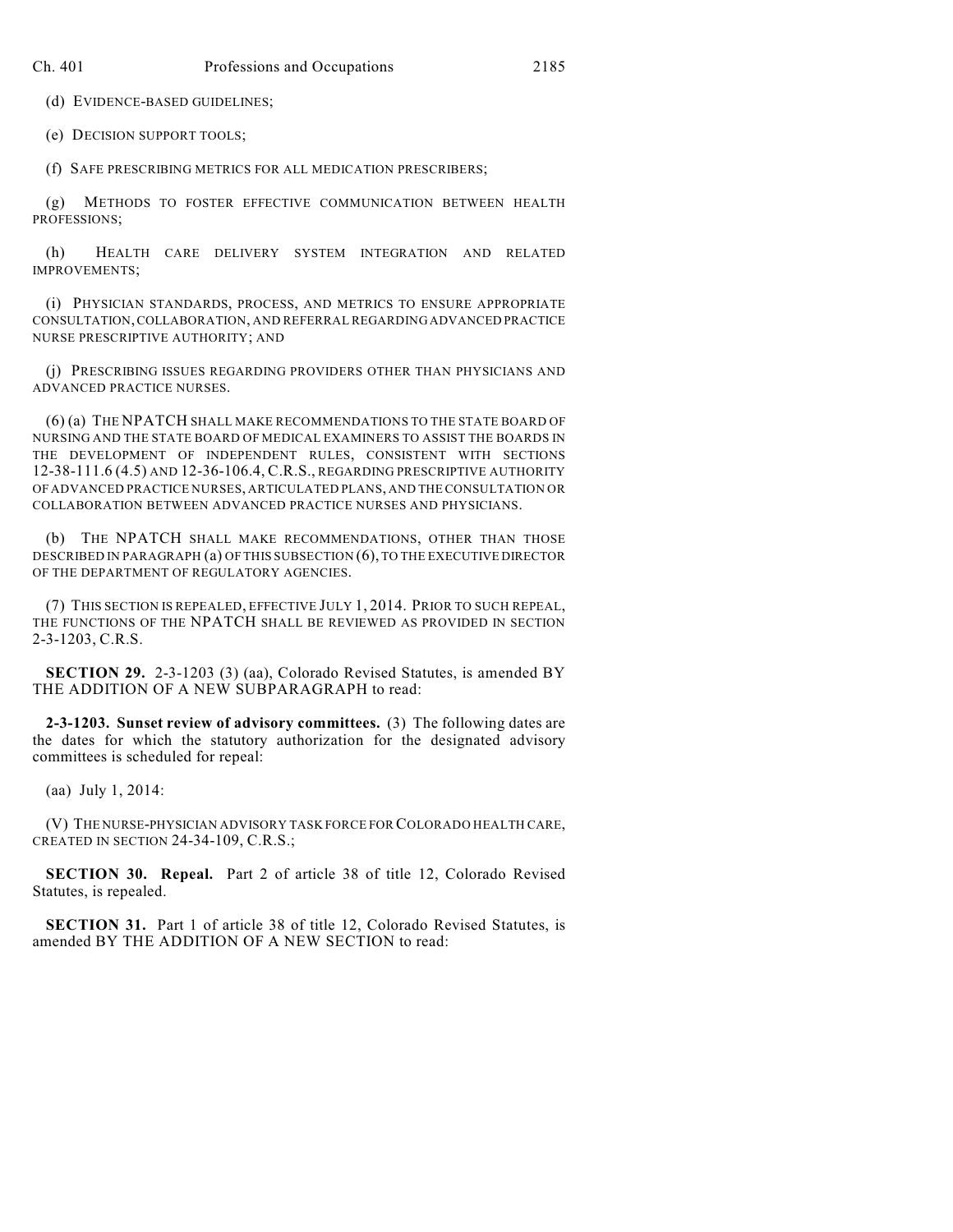(d) EVIDENCE-BASED GUIDELINES;

(e) DECISION SUPPORT TOOLS;

(f) SAFE PRESCRIBING METRICS FOR ALL MEDICATION PRESCRIBERS;

(g) METHODS TO FOSTER EFFECTIVE COMMUNICATION BETWEEN HEALTH PROFESSIONS;

(h) HEALTH CARE DELIVERY SYSTEM INTEGRATION AND RELATED IMPROVEMENTS;

(i) PHYSICIAN STANDARDS, PROCESS, AND METRICS TO ENSURE APPROPRIATE CONSULTATION, COLLABORATION, AND REFERRAL REGARDING ADVANCED PRACTICE NURSE PRESCRIPTIVE AUTHORITY; AND

(j) PRESCRIBING ISSUES REGARDING PROVIDERS OTHER THAN PHYSICIANS AND ADVANCED PRACTICE NURSES.

(6) (a) THE NPATCH SHALL MAKE RECOMMENDATIONS TO THE STATE BOARD OF NURSING AND THE STATE BOARD OF MEDICAL EXAMINERS TO ASSIST THE BOARDS IN THE DEVELOPMENT OF INDEPENDENT RULES, CONSISTENT WITH SECTIONS 12-38-111.6 (4.5) AND 12-36-106.4, C.R.S., REGARDING PRESCRIPTIVE AUTHORITY OF ADVANCED PRACTICE NURSES, ARTICULATED PLANS, AND THE CONSULTATION OR COLLABORATION BETWEEN ADVANCED PRACTICE NURSES AND PHYSICIANS.

(b) THE NPATCH SHALL MAKE RECOMMENDATIONS, OTHER THAN THOSE DESCRIBED IN PARAGRAPH (a) OF THIS SUBSECTION (6), TO THE EXECUTIVE DIRECTOR OF THE DEPARTMENT OF REGULATORY AGENCIES.

(7) THIS SECTION IS REPEALED, EFFECTIVE JULY 1, 2014. PRIOR TO SUCH REPEAL, THE FUNCTIONS OF THE NPATCH SHALL BE REVIEWED AS PROVIDED IN SECTION 2-3-1203, C.R.S.

**SECTION 29.** 2-3-1203 (3) (aa), Colorado Revised Statutes, is amended BY THE ADDITION OF A NEW SUBPARAGRAPH to read:

**2-3-1203. Sunset review of advisory committees.** (3) The following dates are the dates for which the statutory authorization for the designated advisory committees is scheduled for repeal:

(aa) July 1, 2014:

(V) THE NURSE-PHYSICIAN ADVISORY TASK FORCE FOR COLORADO HEALTH CARE, CREATED IN SECTION 24-34-109, C.R.S.;

**SECTION 30. Repeal.** Part 2 of article 38 of title 12, Colorado Revised Statutes, is repealed.

**SECTION 31.** Part 1 of article 38 of title 12, Colorado Revised Statutes, is amended BY THE ADDITION OF A NEW SECTION to read: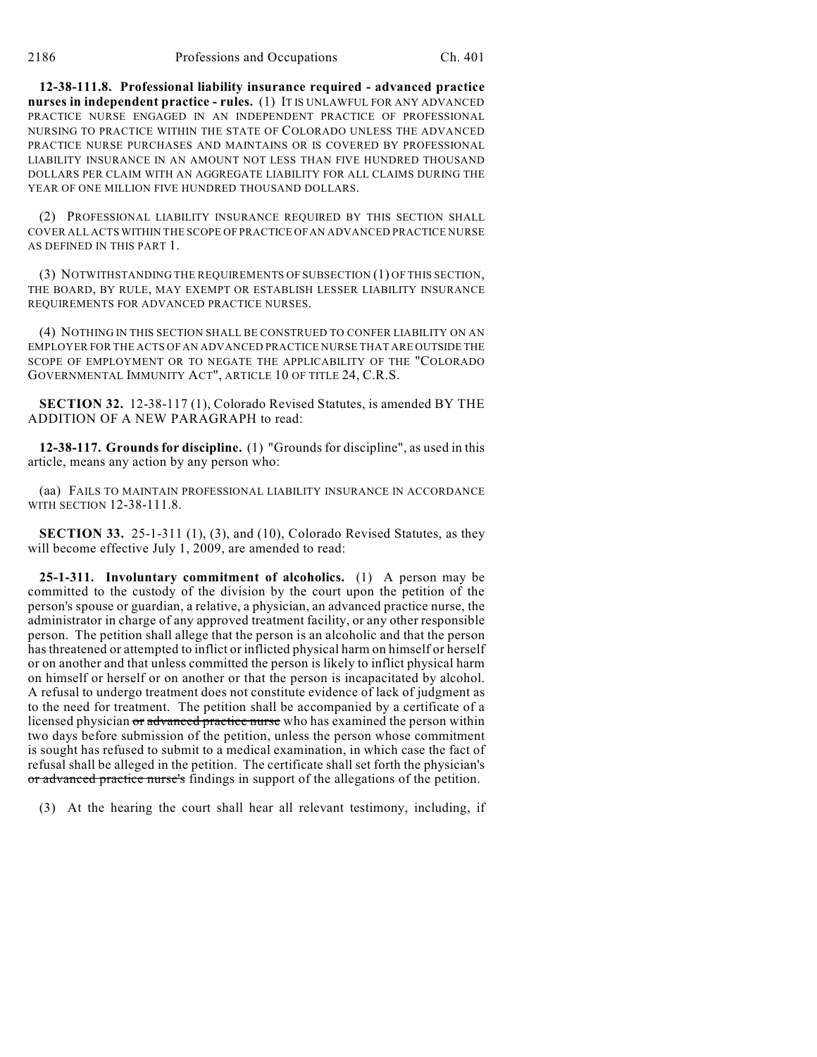**12-38-111.8. Professional liability insurance required - advanced practice nurses in independent practice - rules.** (1) IT IS UNLAWFUL FOR ANY ADVANCED PRACTICE NURSE ENGAGED IN AN INDEPENDENT PRACTICE OF PROFESSIONAL NURSING TO PRACTICE WITHIN THE STATE OF COLORADO UNLESS THE ADVANCED PRACTICE NURSE PURCHASES AND MAINTAINS OR IS COVERED BY PROFESSIONAL LIABILITY INSURANCE IN AN AMOUNT NOT LESS THAN FIVE HUNDRED THOUSAND DOLLARS PER CLAIM WITH AN AGGREGATE LIABILITY FOR ALL CLAIMS DURING THE YEAR OF ONE MILLION FIVE HUNDRED THOUSAND DOLLARS.

(2) PROFESSIONAL LIABILITY INSURANCE REQUIRED BY THIS SECTION SHALL COVER ALL ACTS WITHIN THE SCOPE OF PRACTICE OF AN ADVANCED PRACTICE NURSE AS DEFINED IN THIS PART 1.

(3) NOTWITHSTANDING THE REQUIREMENTS OF SUBSECTION (1) OF THIS SECTION, THE BOARD, BY RULE, MAY EXEMPT OR ESTABLISH LESSER LIABILITY INSURANCE REQUIREMENTS FOR ADVANCED PRACTICE NURSES.

(4) NOTHING IN THIS SECTION SHALL BE CONSTRUED TO CONFER LIABILITY ON AN EMPLOYER FOR THE ACTS OF AN ADVANCED PRACTICE NURSE THAT ARE OUTSIDE THE SCOPE OF EMPLOYMENT OR TO NEGATE THE APPLICABILITY OF THE "COLORADO GOVERNMENTAL IMMUNITY ACT", ARTICLE 10 OF TITLE 24, C.R.S.

**SECTION 32.** 12-38-117 (1), Colorado Revised Statutes, is amended BY THE ADDITION OF A NEW PARAGRAPH to read:

**12-38-117. Grounds for discipline.** (1) "Grounds for discipline", as used in this article, means any action by any person who:

(aa) FAILS TO MAINTAIN PROFESSIONAL LIABILITY INSURANCE IN ACCORDANCE WITH SECTION 12-38-111.8.

**SECTION 33.** 25-1-311 (1), (3), and (10), Colorado Revised Statutes, as they will become effective July 1, 2009, are amended to read:

**25-1-311. Involuntary commitment of alcoholics.** (1) A person may be committed to the custody of the division by the court upon the petition of the person's spouse or guardian, a relative, a physician, an advanced practice nurse, the administrator in charge of any approved treatment facility, or any other responsible person. The petition shall allege that the person is an alcoholic and that the person has threatened or attempted to inflict or inflicted physical harm on himself or herself or on another and that unless committed the person is likely to inflict physical harm on himself or herself or on another or that the person is incapacitated by alcohol. A refusal to undergo treatment does not constitute evidence of lack of judgment as to the need for treatment. The petition shall be accompanied by a certificate of a licensed physician ~~or advanced practice nurse~~ who has examined the person within two days before submission of the petition, unless the person whose commitment is sought has refused to submit to a medical examination, in which case the fact of refusal shall be alleged in the petition. The certificate shall set forth the physician's ~~or advanced practice nurse's~~ findings in support of the allegations of the petition.

(3) At the hearing the court shall hear all relevant testimony, including, if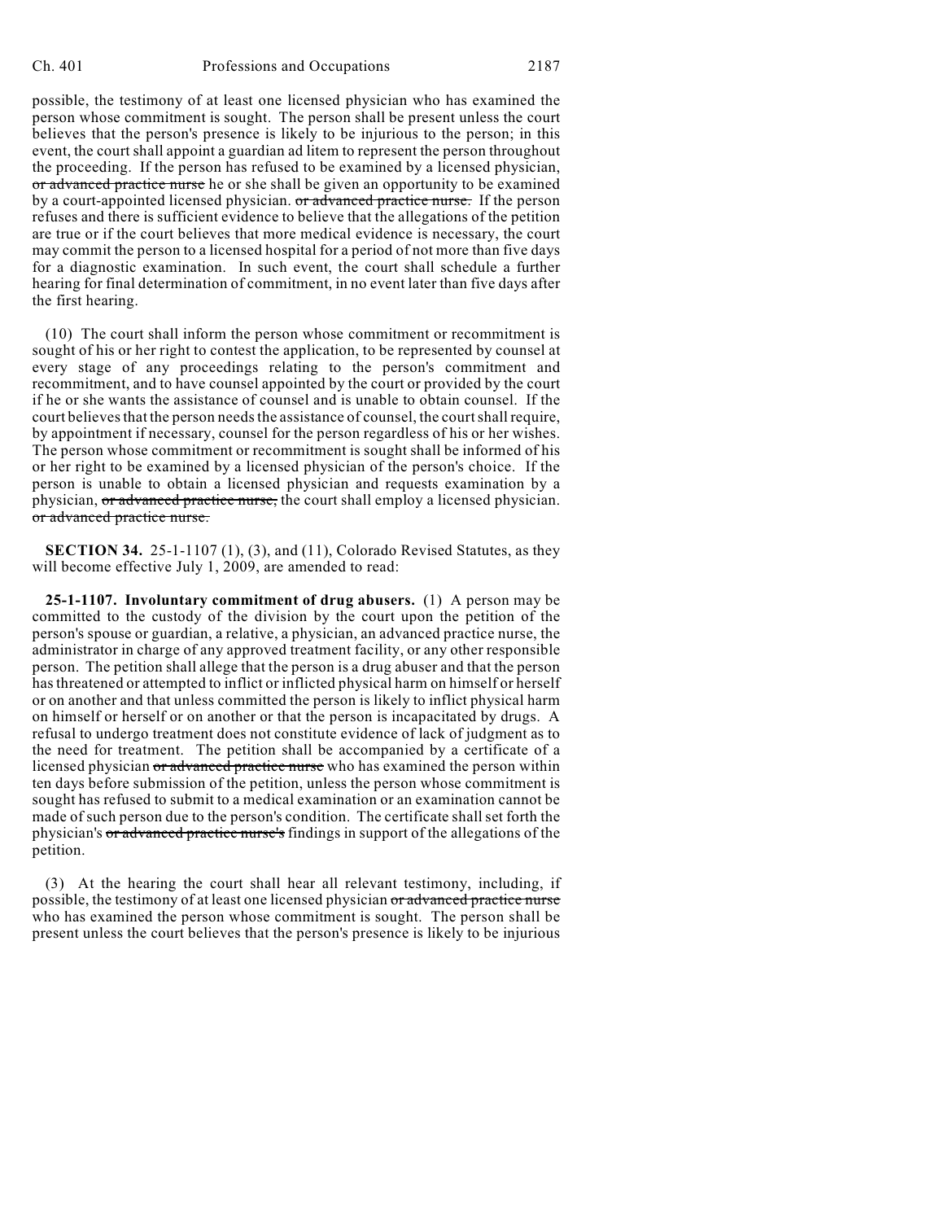possible, the testimony of at least one licensed physician who has examined the person whose commitment is sought. The person shall be present unless the court believes that the person's presence is likely to be injurious to the person; in this event, the court shall appoint a guardian ad litem to represent the person throughout the proceeding. If the person has refused to be examined by a licensed physician, ~~or advanced practice nurse~~ he or she shall be given an opportunity to be examined by a court-appointed licensed physician. ~~or advanced practice nurse.~~ If the person refuses and there is sufficient evidence to believe that the allegations of the petition are true or if the court believes that more medical evidence is necessary, the court may commit the person to a licensed hospital for a period of not more than five days for a diagnostic examination. In such event, the court shall schedule a further hearing for final determination of commitment, in no event later than five days after the first hearing.

(10) The court shall inform the person whose commitment or recommitment is sought of his or her right to contest the application, to be represented by counsel at every stage of any proceedings relating to the person's commitment and recommitment, and to have counsel appointed by the court or provided by the court if he or she wants the assistance of counsel and is unable to obtain counsel. If the court believes that the person needs the assistance of counsel, the court shall require, by appointment if necessary, counsel for the person regardless of his or her wishes. The person whose commitment or recommitment is sought shall be informed of his or her right to be examined by a licensed physician of the person's choice. If the person is unable to obtain a licensed physician and requests examination by a physician, ~~or advanced practice nurse,~~ the court shall employ a licensed physician. ~~or advanced practice nurse.~~

**SECTION 34.** 25-1-1107 (1), (3), and (11), Colorado Revised Statutes, as they will become effective July 1, 2009, are amended to read:

**25-1-1107. Involuntary commitment of drug abusers.** (1) A person may be committed to the custody of the division by the court upon the petition of the person's spouse or guardian, a relative, a physician, an advanced practice nurse, the administrator in charge of any approved treatment facility, or any other responsible person. The petition shall allege that the person is a drug abuser and that the person has threatened or attempted to inflict or inflicted physical harm on himself or herself or on another and that unless committed the person is likely to inflict physical harm on himself or herself or on another or that the person is incapacitated by drugs. A refusal to undergo treatment does not constitute evidence of lack of judgment as to the need for treatment. The petition shall be accompanied by a certificate of a licensed physician ~~or advanced practice nurse~~ who has examined the person within ten days before submission of the petition, unless the person whose commitment is sought has refused to submit to a medical examination or an examination cannot be made of such person due to the person's condition. The certificate shall set forth the physician's ~~or advanced practice nurse's~~ findings in support of the allegations of the petition.

(3) At the hearing the court shall hear all relevant testimony, including, if possible, the testimony of at least one licensed physician ~~or advanced practice nurse~~ who has examined the person whose commitment is sought. The person shall be present unless the court believes that the person's presence is likely to be injurious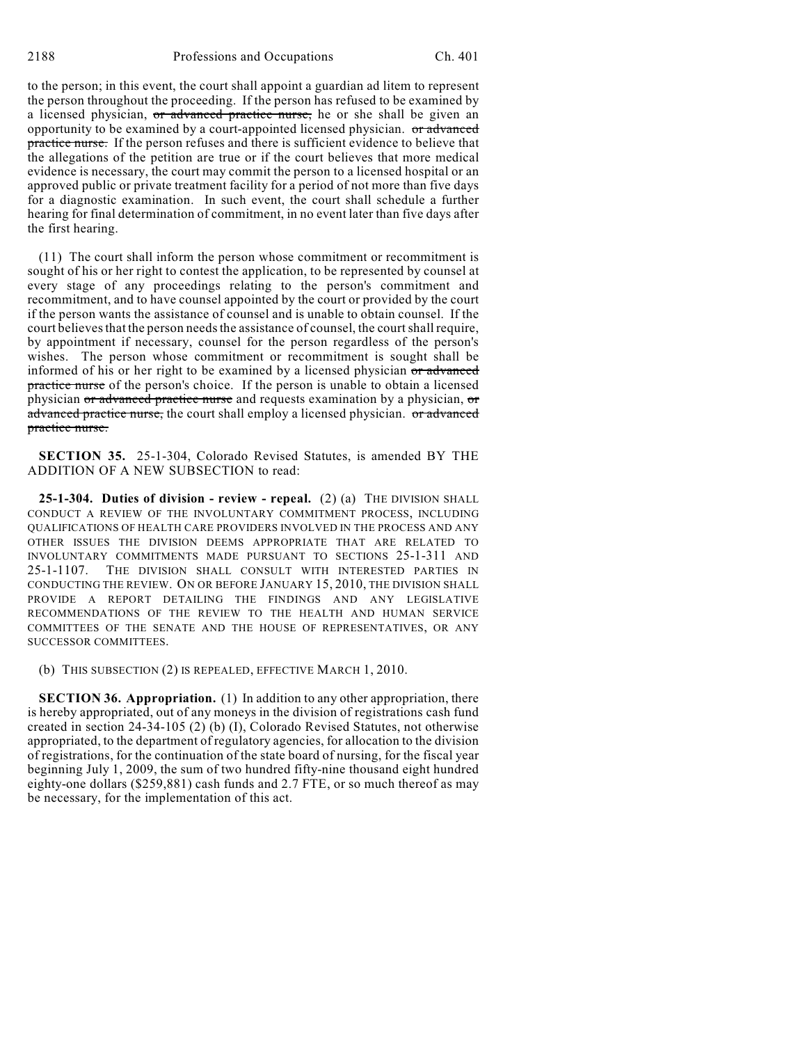to the person; in this event, the court shall appoint a guardian ad litem to represent the person throughout the proceeding. If the person has refused to be examined by a licensed physician, ~~or advanced practice nurse,~~ he or she shall be given an opportunity to be examined by a court-appointed licensed physician. ~~or advanced practice nurse.~~ If the person refuses and there is sufficient evidence to believe that the allegations of the petition are true or if the court believes that more medical evidence is necessary, the court may commit the person to a licensed hospital or an approved public or private treatment facility for a period of not more than five days for a diagnostic examination. In such event, the court shall schedule a further hearing for final determination of commitment, in no event later than five days after the first hearing.

(11) The court shall inform the person whose commitment or recommitment is sought of his or her right to contest the application, to be represented by counsel at every stage of any proceedings relating to the person's commitment and recommitment, and to have counsel appointed by the court or provided by the court if the person wants the assistance of counsel and is unable to obtain counsel. If the court believes that the person needs the assistance of counsel, the court shall require, by appointment if necessary, counsel for the person regardless of the person's wishes. The person whose commitment or recommitment is sought shall be informed of his or her right to be examined by a licensed physician ~~or advanced practice nurse~~ of the person's choice. If the person is unable to obtain a licensed physician ~~or advanced practice nurse~~ and requests examination by a physician, ~~or advanced practice nurse,~~ the court shall employ a licensed physician. ~~or advanced practice nurse.~~

**SECTION 35.** 25-1-304, Colorado Revised Statutes, is amended BY THE ADDITION OF A NEW SUBSECTION to read:

**25-1-304. Duties of division - review - repeal.** (2) (a) THE DIVISION SHALL CONDUCT A REVIEW OF THE INVOLUNTARY COMMITMENT PROCESS, INCLUDING QUALIFICATIONS OF HEALTH CARE PROVIDERS INVOLVED IN THE PROCESS AND ANY OTHER ISSUES THE DIVISION DEEMS APPROPRIATE THAT ARE RELATED TO INVOLUNTARY COMMITMENTS MADE PURSUANT TO SECTIONS 25-1-311 AND 25-1-1107. THE DIVISION SHALL CONSULT WITH INTERESTED PARTIES IN CONDUCTING THE REVIEW. ON OR BEFORE JANUARY 15, 2010, THE DIVISION SHALL PROVIDE A REPORT DETAILING THE FINDINGS AND ANY LEGISLATIVE RECOMMENDATIONS OF THE REVIEW TO THE HEALTH AND HUMAN SERVICE COMMITTEES OF THE SENATE AND THE HOUSE OF REPRESENTATIVES, OR ANY SUCCESSOR COMMITTEES.

(b) THIS SUBSECTION (2) IS REPEALED, EFFECTIVE MARCH 1, 2010.

**SECTION 36. Appropriation.** (1) In addition to any other appropriation, there is hereby appropriated, out of any moneys in the division of registrations cash fund created in section 24-34-105 (2) (b) (I), Colorado Revised Statutes, not otherwise appropriated, to the department of regulatory agencies, for allocation to the division of registrations, for the continuation of the state board of nursing, for the fiscal year beginning July 1, 2009, the sum of two hundred fifty-nine thousand eight hundred eighty-one dollars ($259,881) cash funds and 2.7 FTE, or so much thereof as may be necessary, for the implementation of this act.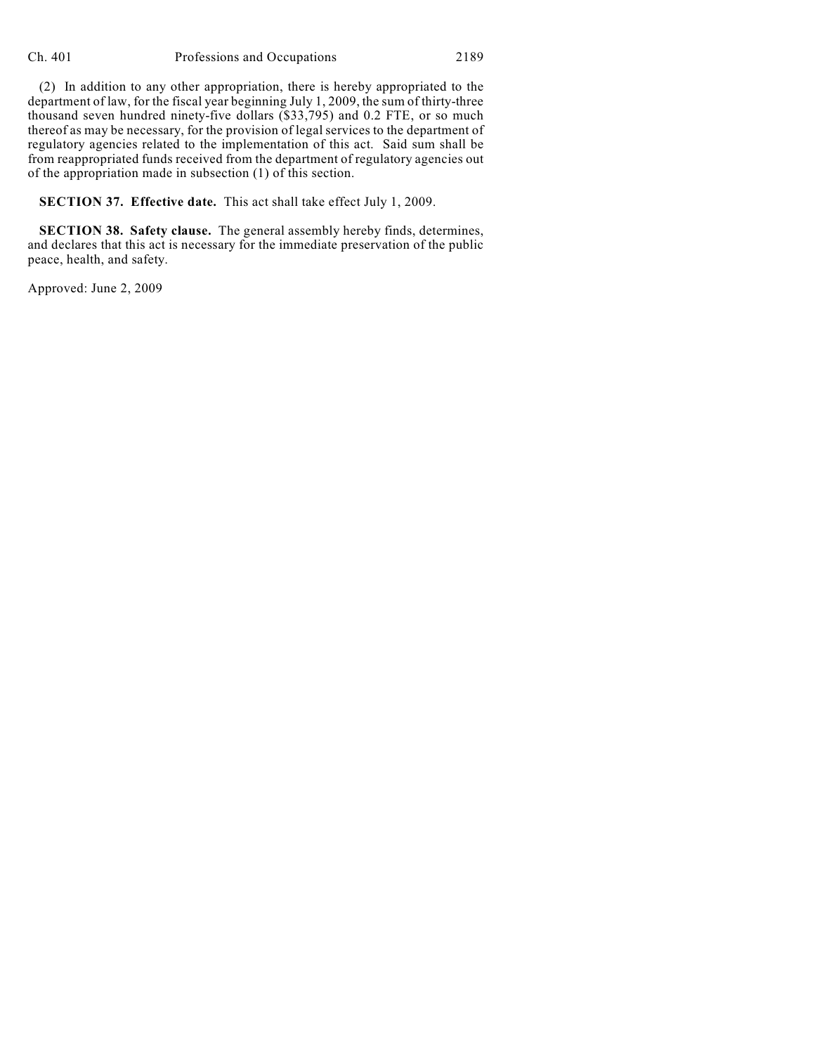(2) In addition to any other appropriation, there is hereby appropriated to the department of law, for the fiscal year beginning July 1, 2009, the sum of thirty-three thousand seven hundred ninety-five dollars ($33,795) and 0.2 FTE, or so much thereof as may be necessary, for the provision of legal services to the department of regulatory agencies related to the implementation of this act. Said sum shall be from reappropriated funds received from the department of regulatory agencies out of the appropriation made in subsection (1) of this section.

**SECTION 37. Effective date.** This act shall take effect July 1, 2009.

**SECTION 38. Safety clause.** The general assembly hereby finds, determines, and declares that this act is necessary for the immediate preservation of the public peace, health, and safety.

Approved: June 2, 2009